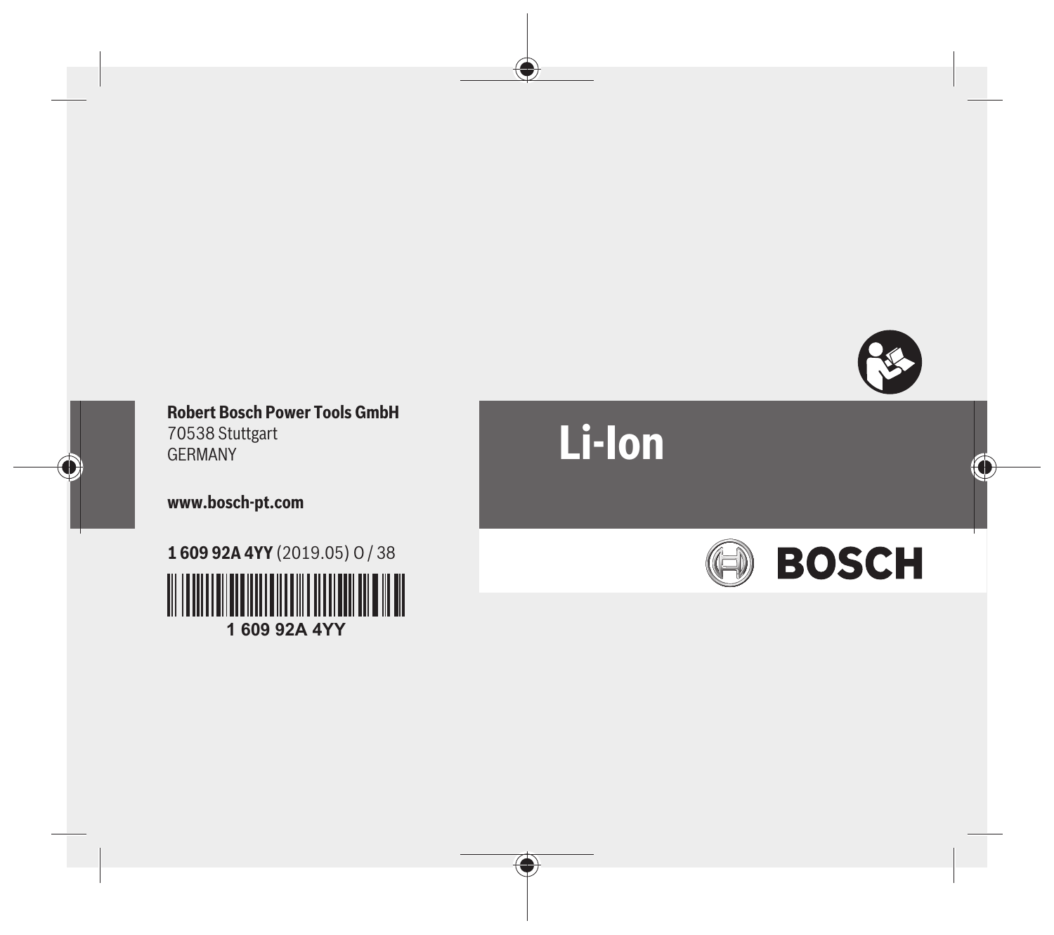**Robert Bosch Power Tools GmbH**
70538 Stuttgart
GERMANY

**www.bosch-pt.com**

**1 609 92A 4YY** (2019.05) O / 38

1 609 92A 4YY

# Li-Ion

BOSCH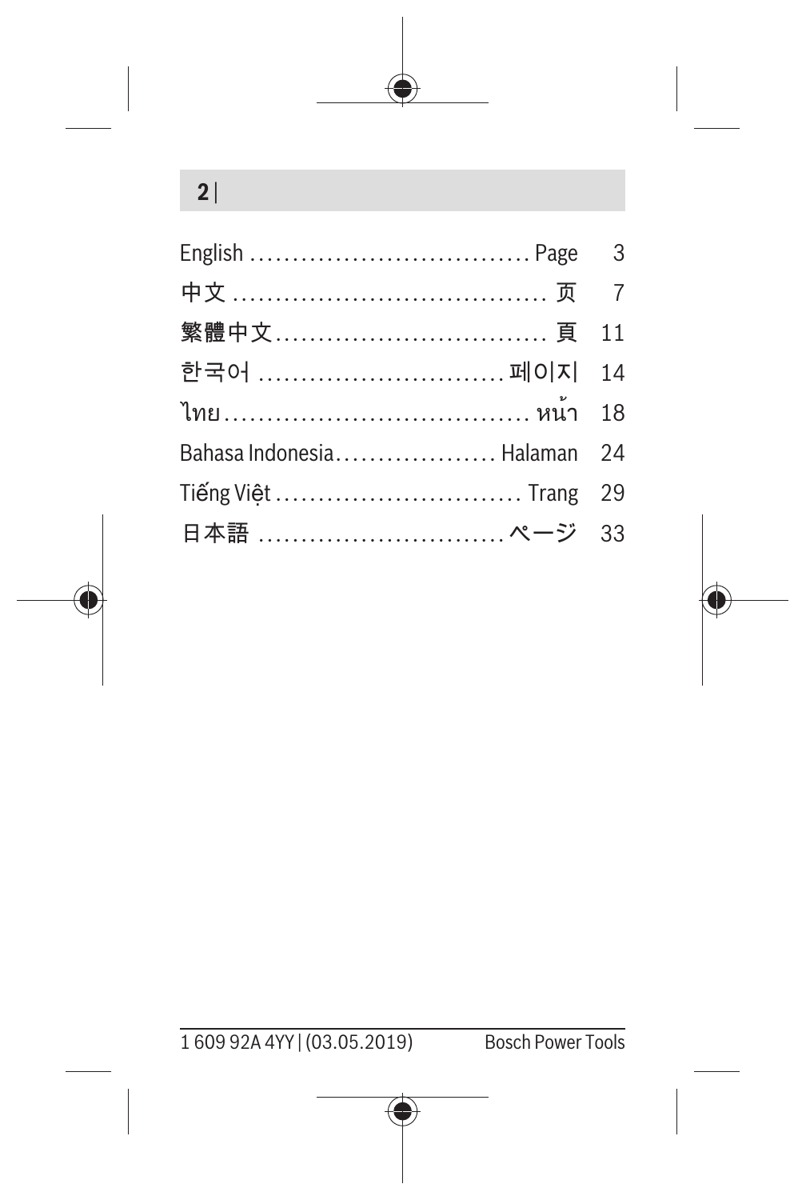| | | |
|---|---|---|
| English | Page | 3 |
| 中文 | 页 | 7 |
| 繁體中文 | 頁 | 11 |
| 한국어 | 페이지 | 14 |
| ไทย | หน้า | 18 |
| Bahasa Indonesia | Halaman | 24 |
| Tiếng Việt | Trang | 29 |
| 日本語 | ページ | 33 |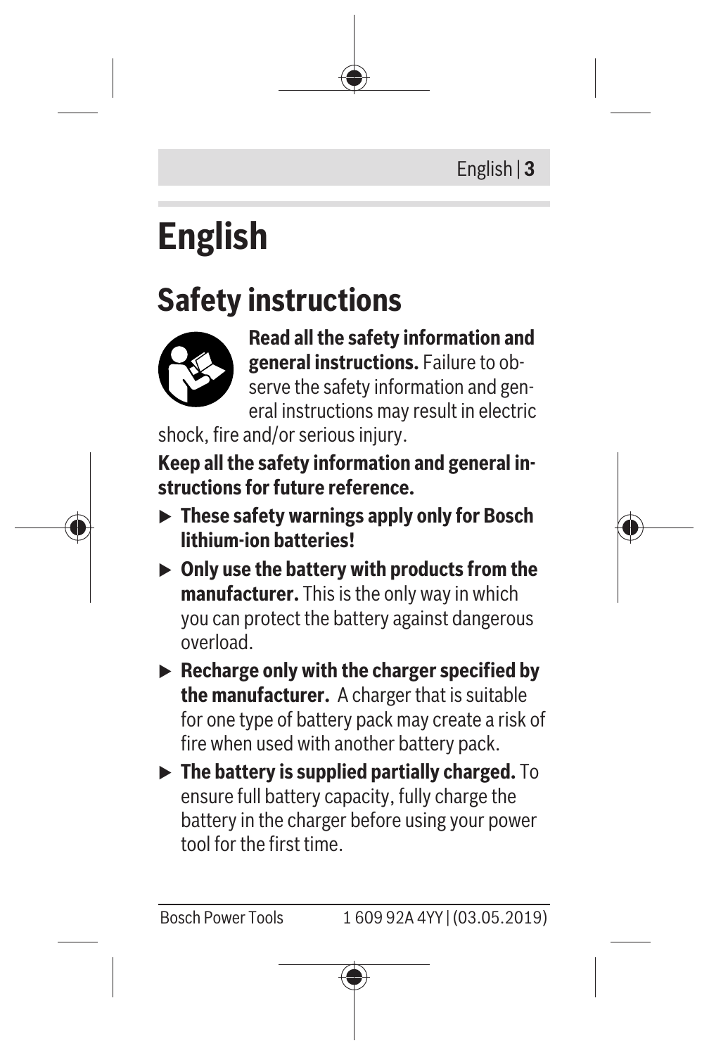# English

## Safety instructions

**Read all the safety information and general instructions.** Failure to observe the safety information and general instructions may result in electric shock, fire and/or serious injury.

**Keep all the safety information and general instructions for future reference.**

- ▶ **These safety warnings apply only for Bosch lithium-ion batteries!**
- ▶ **Only use the battery with products from the manufacturer.** This is the only way in which you can protect the battery against dangerous overload.
- ▶ **Recharge only with the charger specified by the manufacturer.** A charger that is suitable for one type of battery pack may create a risk of fire when used with another battery pack.
- ▶ **The battery is supplied partially charged.** To ensure full battery capacity, fully charge the battery in the charger before using your power tool for the first time.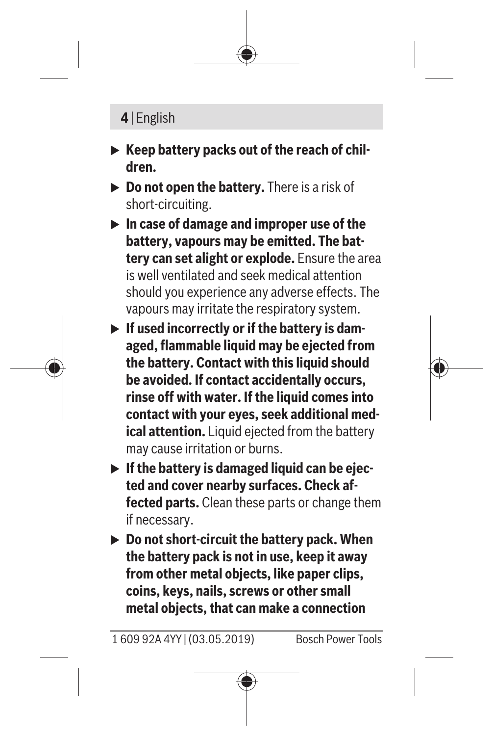- **Keep battery packs out of the reach of children.**
- **Do not open the battery.** There is a risk of short-circuiting.
- **In case of damage and improper use of the battery, vapours may be emitted. The battery can set alight or explode.** Ensure the area is well ventilated and seek medical attention should you experience any adverse effects. The vapours may irritate the respiratory system.
- **If used incorrectly or if the battery is damaged, flammable liquid may be ejected from the battery. Contact with this liquid should be avoided. If contact accidentally occurs, rinse off with water. If the liquid comes into contact with your eyes, seek additional medical attention.** Liquid ejected from the battery may cause irritation or burns.
- **If the battery is damaged liquid can be ejected and cover nearby surfaces. Check affected parts.** Clean these parts or change them if necessary.
- **Do not short-circuit the battery pack. When the battery pack is not in use, keep it away from other metal objects, like paper clips, coins, keys, nails, screws or other small metal objects, that can make a connection**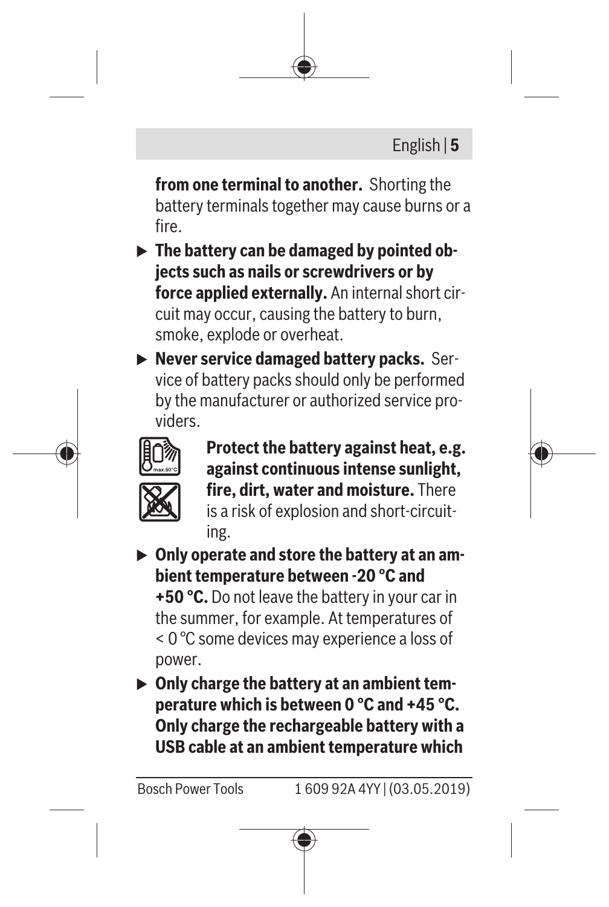**from one terminal to another.** Shorting the battery terminals together may cause burns or a fire.

- ▶ **The battery can be damaged by pointed objects such as nails or screwdrivers or by force applied externally.** An internal short circuit may occur, causing the battery to burn, smoke, explode or overheat.
- ▶ **Never service damaged battery packs.** Service of battery packs should only be performed by the manufacturer or authorized service providers.

**Protect the battery against heat, e.g. against continuous intense sunlight, fire, dirt, water and moisture.** There is a risk of explosion and short-circuiting.

- ▶ **Only operate and store the battery at an ambient temperature between -20 °C and +50 °C.** Do not leave the battery in your car in the summer, for example. At temperatures of < 0 °C some devices may experience a loss of power.
- ▶ **Only charge the battery at an ambient temperature which is between 0 °C and +45 °C. Only charge the rechargeable battery with a USB cable at an ambient temperature which**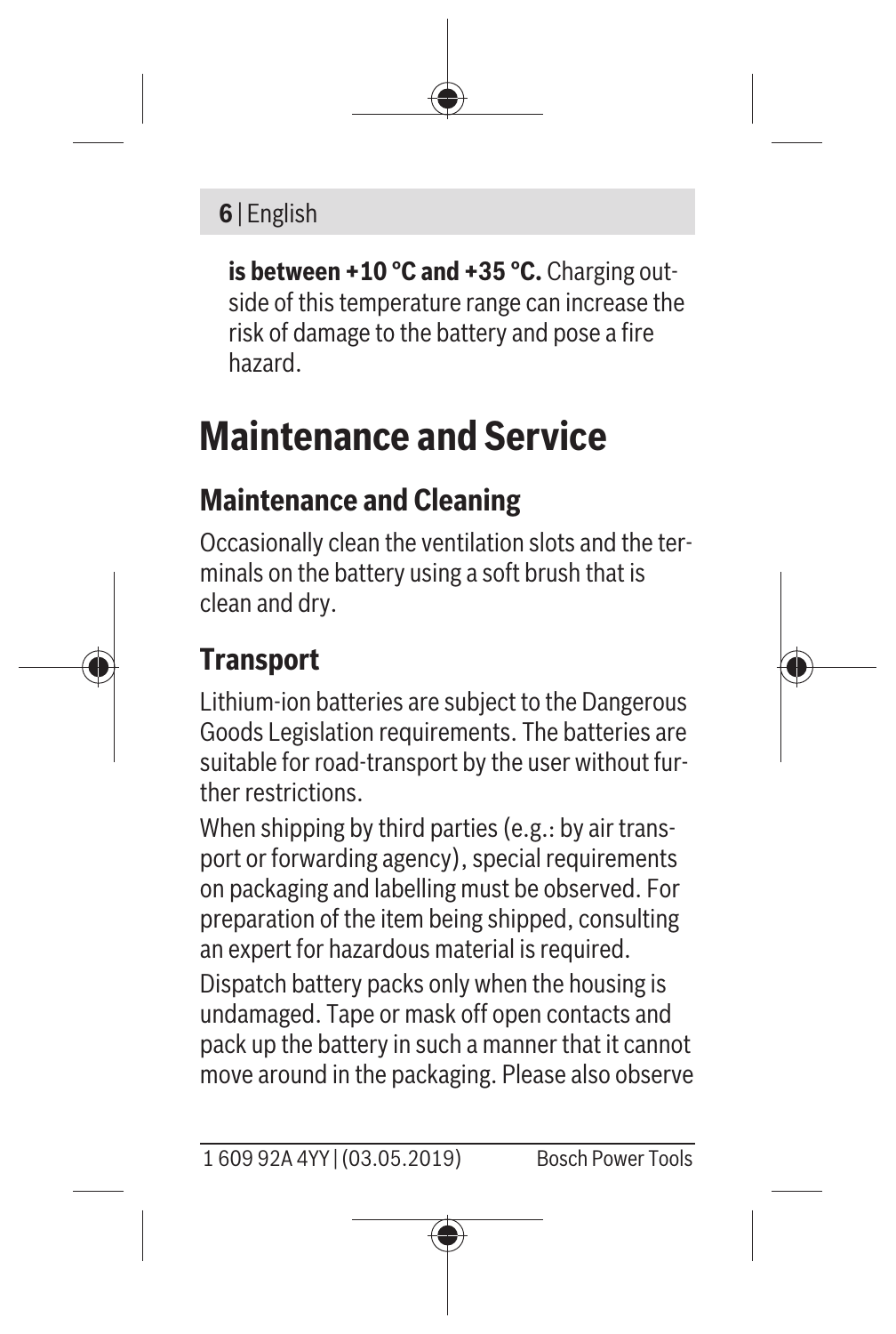**is between +10 °C and +35 °C.** Charging outside of this temperature range can increase the risk of damage to the battery and pose a fire hazard.

# Maintenance and Service

## Maintenance and Cleaning

Occasionally clean the ventilation slots and the terminals on the battery using a soft brush that is clean and dry.

## Transport

Lithium-ion batteries are subject to the Dangerous Goods Legislation requirements. The batteries are suitable for road-transport by the user without further restrictions.

When shipping by third parties (e.g.: by air transport or forwarding agency), special requirements on packaging and labelling must be observed. For preparation of the item being shipped, consulting an expert for hazardous material is required.

Dispatch battery packs only when the housing is undamaged. Tape or mask off open contacts and pack up the battery in such a manner that it cannot move around in the packaging. Please also observe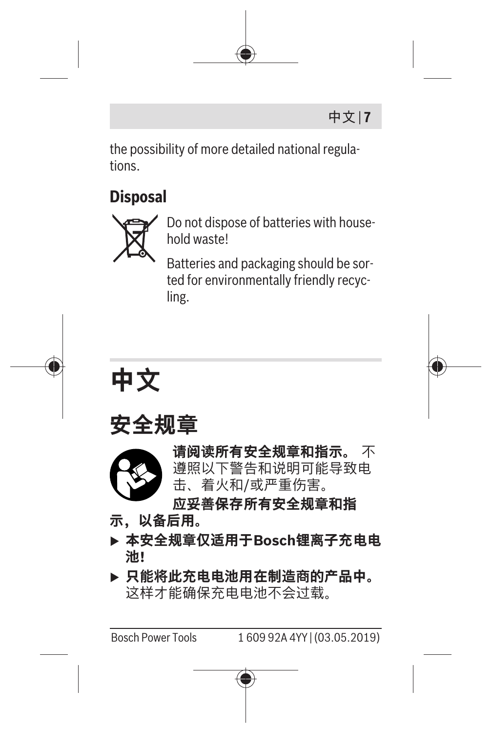the possibility of more detailed national regulations.

### Disposal

Do not dispose of batteries with household waste!

Batteries and packaging should be sorted for environmentally friendly recycling.

# 中文

## 安全规章

**请阅读所有安全规章和指示。** 不遵照以下警告和说明可能导致电击、着火和/或严重伤害。

**应妥善保存所有安全规章和指示，以备后用。**

- ▶ **本安全规章仅适用于Bosch锂离子充电电池!**
- ▶ **只能将此充电电池用在制造商的产品中。** 这样才能确保充电电池不会过载。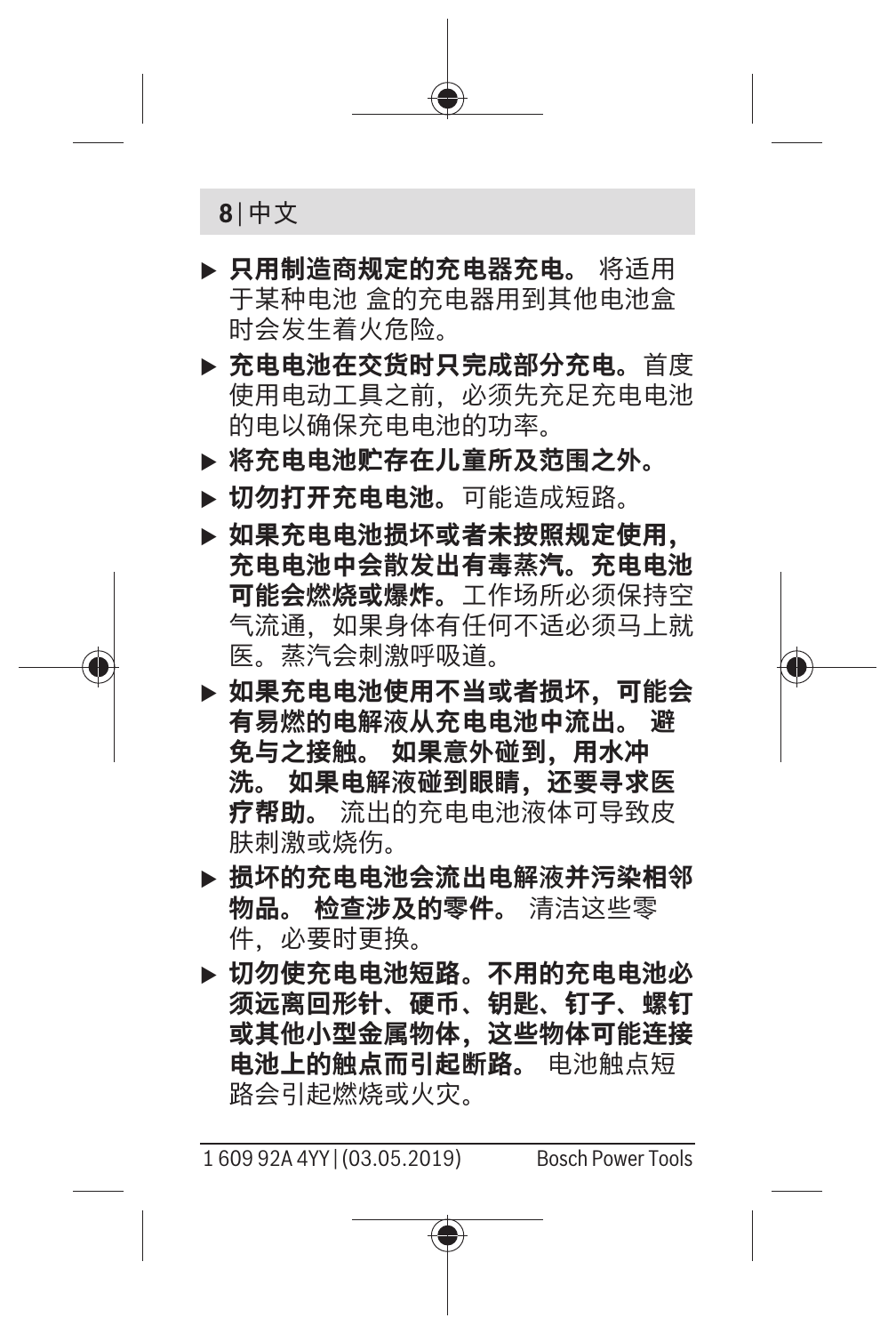- **只用制造商规定的充电器充电。** 将适用于某种电池 盒的充电器用到其他电池盒时会发生着火危险。
- **充电电池在交货时只完成部分充电。**首度使用电动工具之前，必须先充足充电电池的电以确保充电电池的功率。
- **将充电电池贮存在儿童所及范围之外。**
- **切勿打开充电电池。**可能造成短路。
- **如果充电电池损坏或者未按照规定使用，充电电池中会散发出有毒蒸汽。充电电池可能会燃烧或爆炸。**工作场所必须保持空气流通，如果身体有任何不适必须马上就医。蒸汽会刺激呼吸道。
- **如果充电电池使用不当或者损坏，可能会有易燃的电解液从充电电池中流出。 避免与之接触。 如果意外碰到，用水冲洗。 如果电解液碰到眼睛，还要寻求医疗帮助。** 流出的充电电池液体可导致皮肤刺激或烧伤。
- **损坏的充电电池会流出电解液并污染相邻物品。 检查涉及的零件。** 清洁这些零件，必要时更换。
- **切勿使充电电池短路。不用的充电电池必须远离回形针、硬币、钥匙、钉子、螺钉或其他小型金属物体，这些物体可能连接电池上的触点而引起断路。** 电池触点短路会引起燃烧或火灾。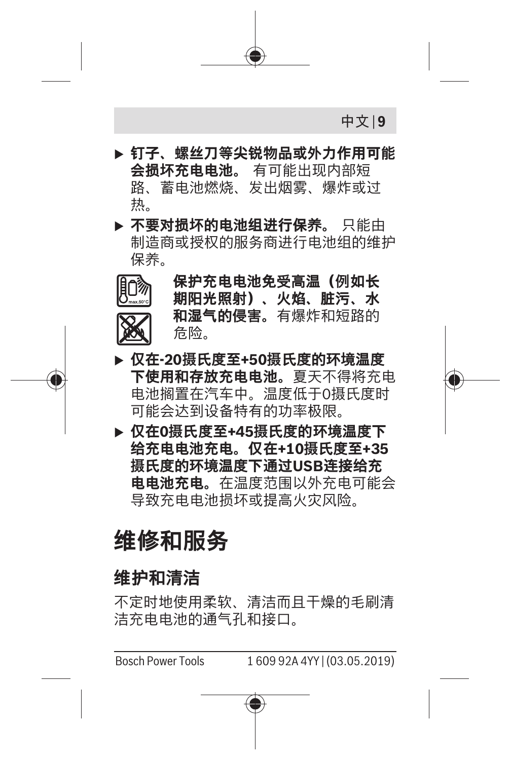- ▶ **钉子、螺丝刀等尖锐物品或外力作用可能会损坏充电电池。** 有可能出现内部短路、蓄电池燃烧、发出烟雾、爆炸或过热。
- ▶ **不要对损坏的电池组进行保养。** 只能由制造商或授权的服务商进行电池组的维护保养。

**保护充电电池免受高温（例如长期阳光照射）、火焰、脏污、水和湿气的侵害。**有爆炸和短路的危险。

- ▶ **仅在-20摄氏度至+50摄氏度的环境温度下使用和存放充电电池。**夏天不得将充电电池搁置在汽车中。温度低于0摄氏度时可能会达到设备特有的功率极限。
- ▶ **仅在0摄氏度至+45摄氏度的环境温度下给充电电池充电。仅在+10摄氏度至+35摄氏度的环境温度下通过USB连接给充电电池充电。**在温度范围以外充电可能会导致充电电池损坏或提高火灾风险。

# 维修和服务

## 维护和清洁

不定时地使用柔软、清洁而且干燥的毛刷清洁充电电池的通气孔和接口。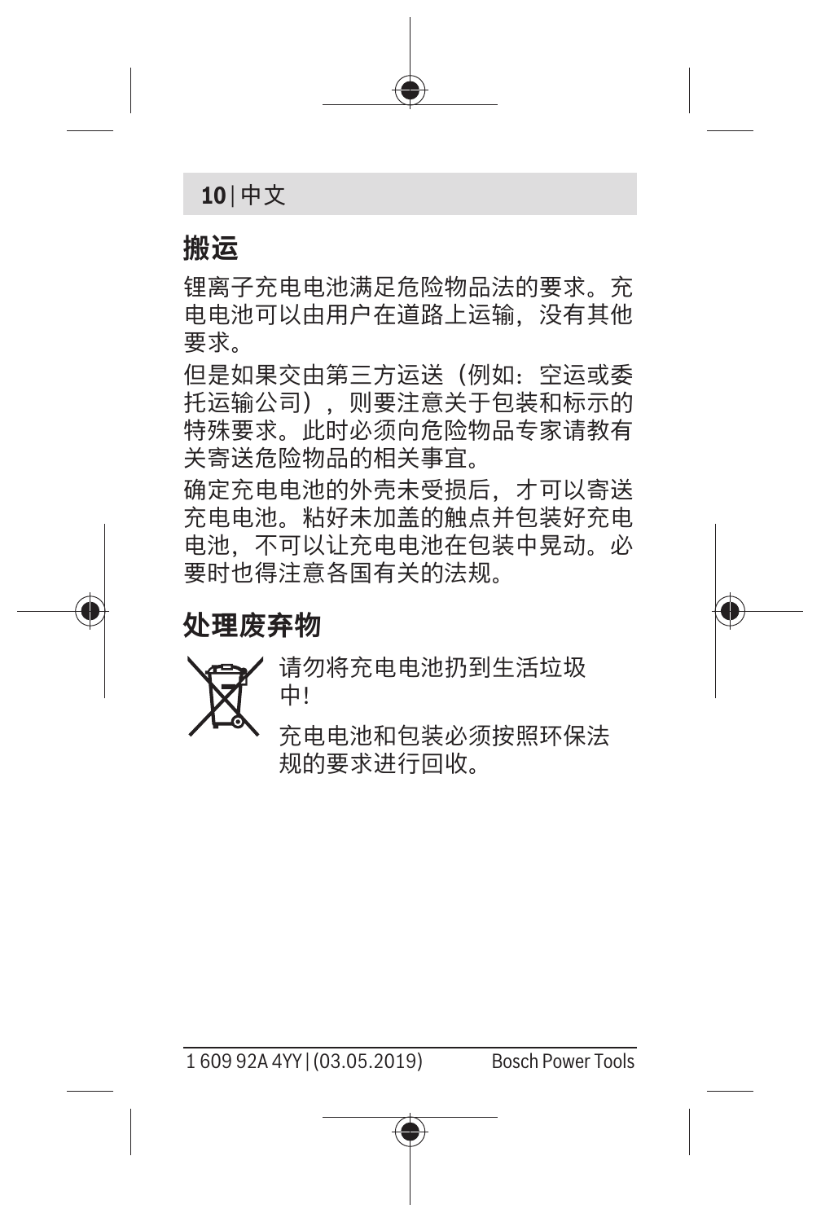## 搬运

锂离子充电电池满足危险物品法的要求。充电电池可以由用户在道路上运输，没有其他要求。

但是如果交由第三方运送（例如：空运或委托运输公司），则要注意关于包装和标示的特殊要求。此时必须向危险物品专家请教有关寄送危险物品的相关事宜。

确定充电电池的外壳未受损后，才可以寄送充电电池。粘好未加盖的触点并包装好充电电池，不可以让充电电池在包装中晃动。必要时也得注意各国有关的法规。

## 处理废弃物

请勿将充电电池扔到生活垃圾中!

充电电池和包装必须按照环保法规的要求进行回收。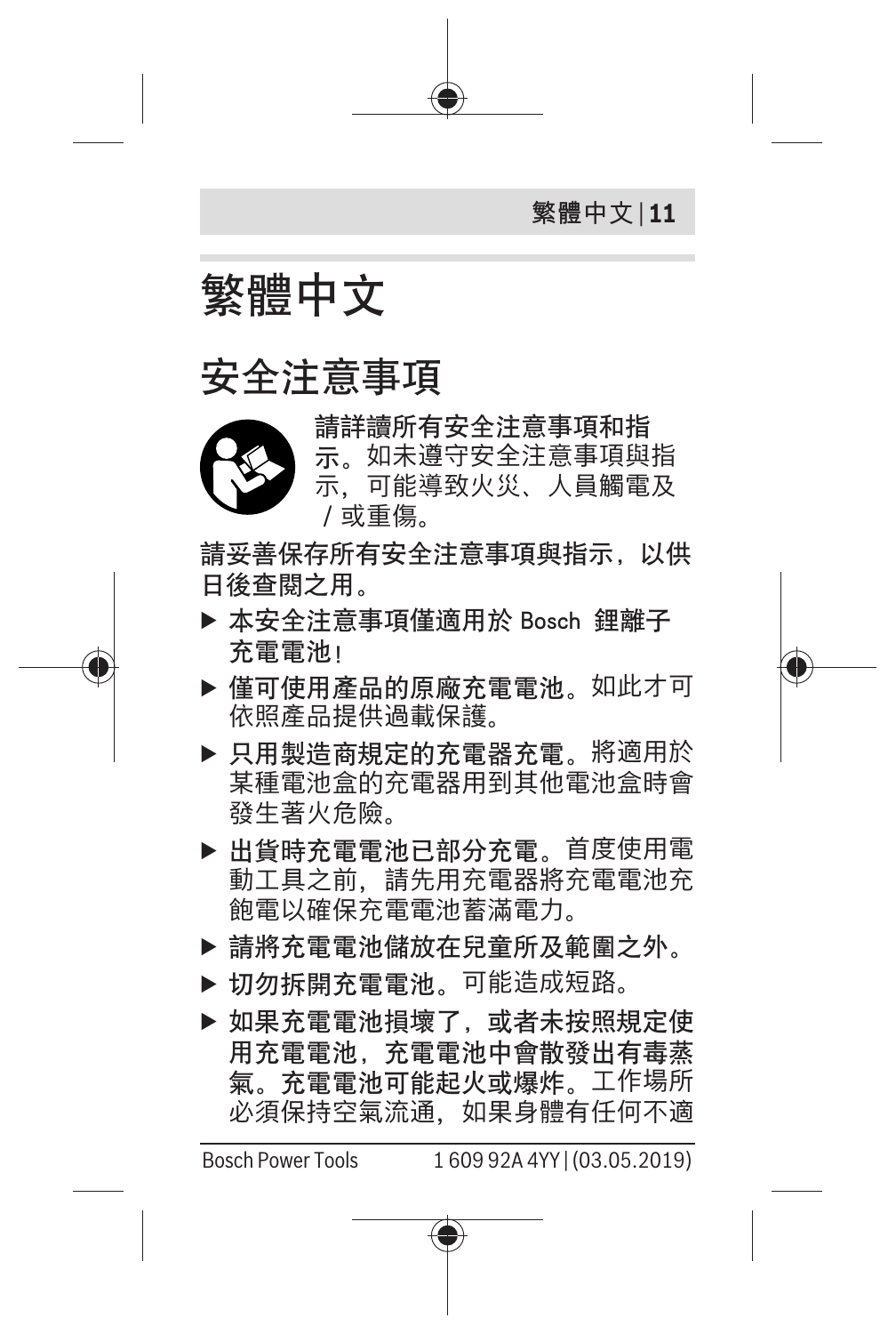# 繁體中文

## 安全注意事項

**請詳讀所有安全注意事項和指示。**如未遵守安全注意事項與指示，可能導致火災、人員觸電及／或重傷。

**請妥善保存所有安全注意事項與指示，以供日後查閱之用。**

- ▶ **本安全注意事項僅適用於 Bosch 鋰離子充電電池！**
- ▶ **僅可使用產品的原廠充電電池。**如此才可依照產品提供過載保護。
- ▶ **只用製造商規定的充電器充電。**將適用於某種電池盒的充電器用到其他電池盒時會發生著火危險。
- ▶ **出貨時充電電池已部分充電。**首度使用電動工具之前，請先用充電器將充電電池充飽電以確保充電電池蓄滿電力。
- ▶ **請將充電電池儲放在兒童所及範圍之外。**
- ▶ **切勿拆開充電電池。**可能造成短路。
- ▶ **如果充電電池損壞了，或者未按照規定使用充電電池，充電電池中會散發出有毒蒸氣。充電電池可能起火或爆炸。**工作場所必須保持空氣流通，如果身體有任何不適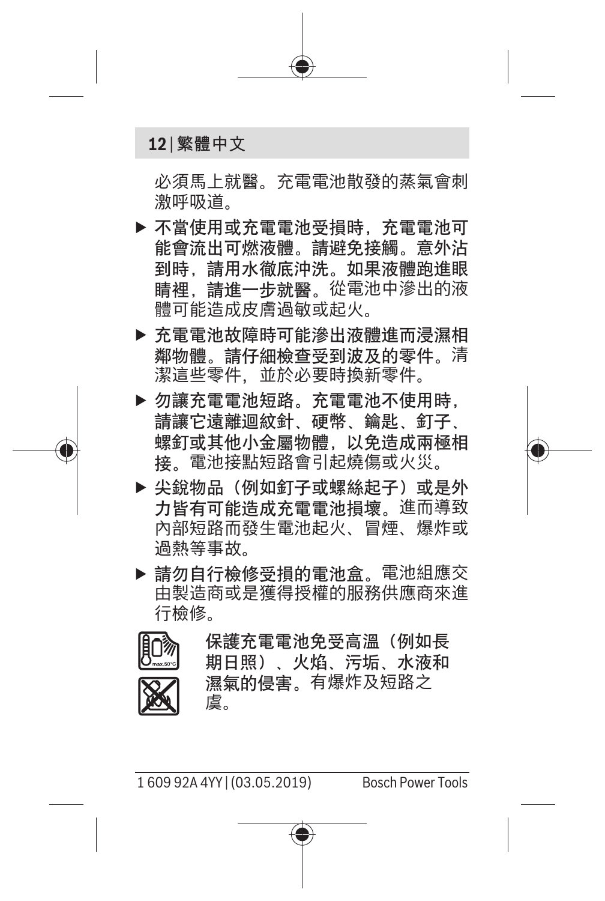必須馬上就醫。充電電池散發的蒸氣會刺激呼吸道。

- **不當使用或充電電池受損時，充電電池可能會流出可燃液體。請避免接觸。意外沾到時，請用水徹底沖洗。如果液體跑進眼睛裡，請進一步就醫。**從電池中滲出的液體可能造成皮膚過敏或起火。
- **充電電池故障時可能滲出液體進而浸濕相鄰物體。請仔細檢查受到波及的零件。**清潔這些零件，並於必要時換新零件。
- **勿讓充電電池短路。充電電池不使用時，請讓它遠離迴紋針、硬幣、鑰匙、釘子、螺釘或其他小金屬物體，以免造成兩極相接。**電池接點短路會引起燒傷或火災。
- **尖銳物品（例如釘子或螺絲起子）或是外力皆有可能造成充電電池損壞。**進而導致內部短路而發生電池起火、冒煙、爆炸或過熱等事故。
- **請勿自行檢修受損的電池盒。**電池組應交由製造商或是獲得授權的服務供應商來進行檢修。

**保護充電電池免受高溫（例如長期日照）、火焰、污垢、水液和濕氣的侵害。**有爆炸及短路之虞。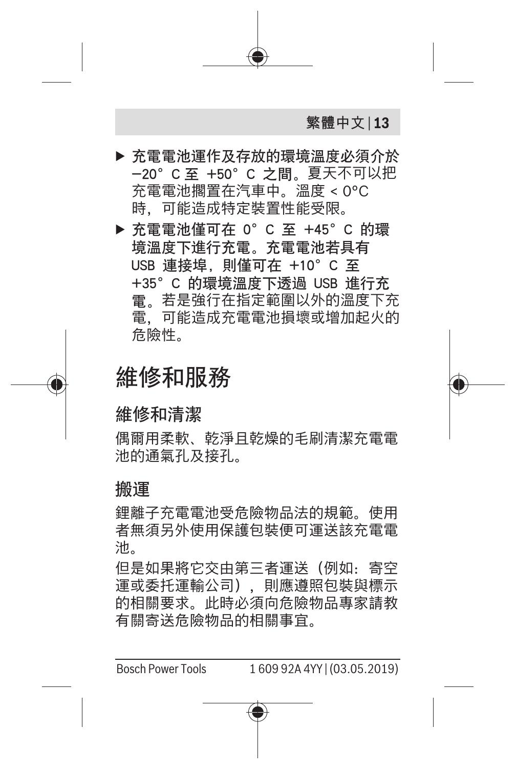- ▶ **充電電池運作及存放的環境溫度必須介於 –20° C 至 +50° C 之間。**夏天不可以把充電電池擱置在汽車中。溫度 < 0°C 時，可能造成特定裝置性能受限。
- ▶ **充電電池僅可在 0° C 至 +45° C 的環境溫度下進行充電。充電電池若具有 USB 連接埠，則僅可在 +10° C 至 +35° C 的環境溫度下透過 USB 進行充電。**若是強行在指定範圍以外的溫度下充電，可能造成充電電池損壞或增加起火的危險性。

# 維修和服務

## 維修和清潔

偶爾用柔軟、乾淨且乾燥的毛刷清潔充電電池的通氣孔及接孔。

## 搬運

鋰離子充電電池受危險物品法的規範。使用者無須另外使用保護包裝便可運送該充電電池。

但是如果將它交由第三者運送（例如：寄空運或委托運輸公司），則應遵照包裝與標示的相關要求。此時必須向危險物品專家請教有關寄送危險物品的相關事宜。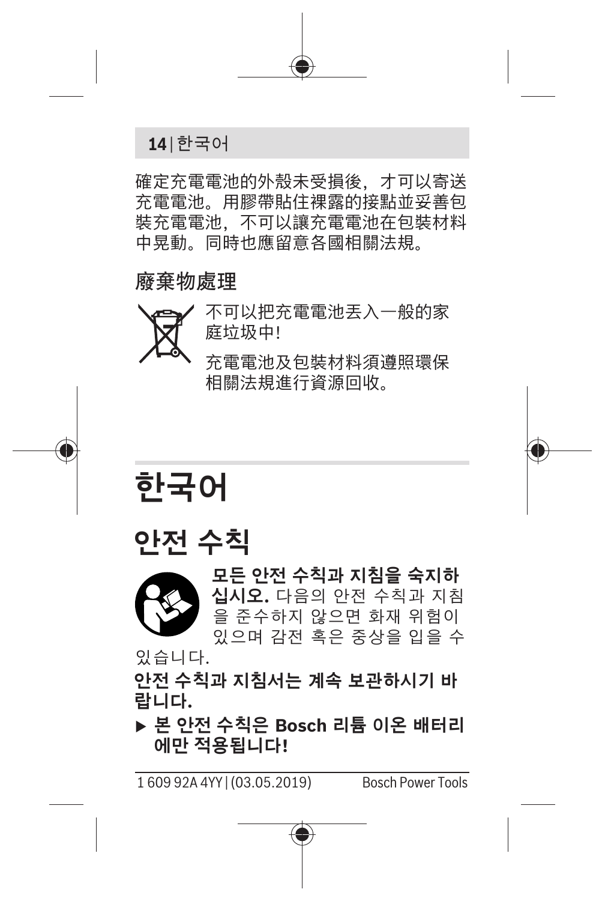確定充電電池的外殼未受損後，才可以寄送充電電池。用膠帶貼住裸露的接點並妥善包裝充電電池，不可以讓充電電池在包裝材料中晃動。同時也應留意各國相關法規。

### 廢棄物處理

不可以把充電電池丟入一般的家庭垃圾中!

充電電池及包裝材料須遵照環保相關法規進行資源回收。

# 한국어

## 안전 수칙

**모든 안전 수칙과 지침을 숙지하십시오.** 다음의 안전 수칙과 지침을 준수하지 않으면 화재 위험이 있으며 감전 혹은 중상을 입을 수 있습니다.

**안전 수칙과 지침서는 계속 보관하시기 바랍니다.**

- **본 안전 수칙은 Bosch 리튬 이온 배터리에만 적용됩니다!**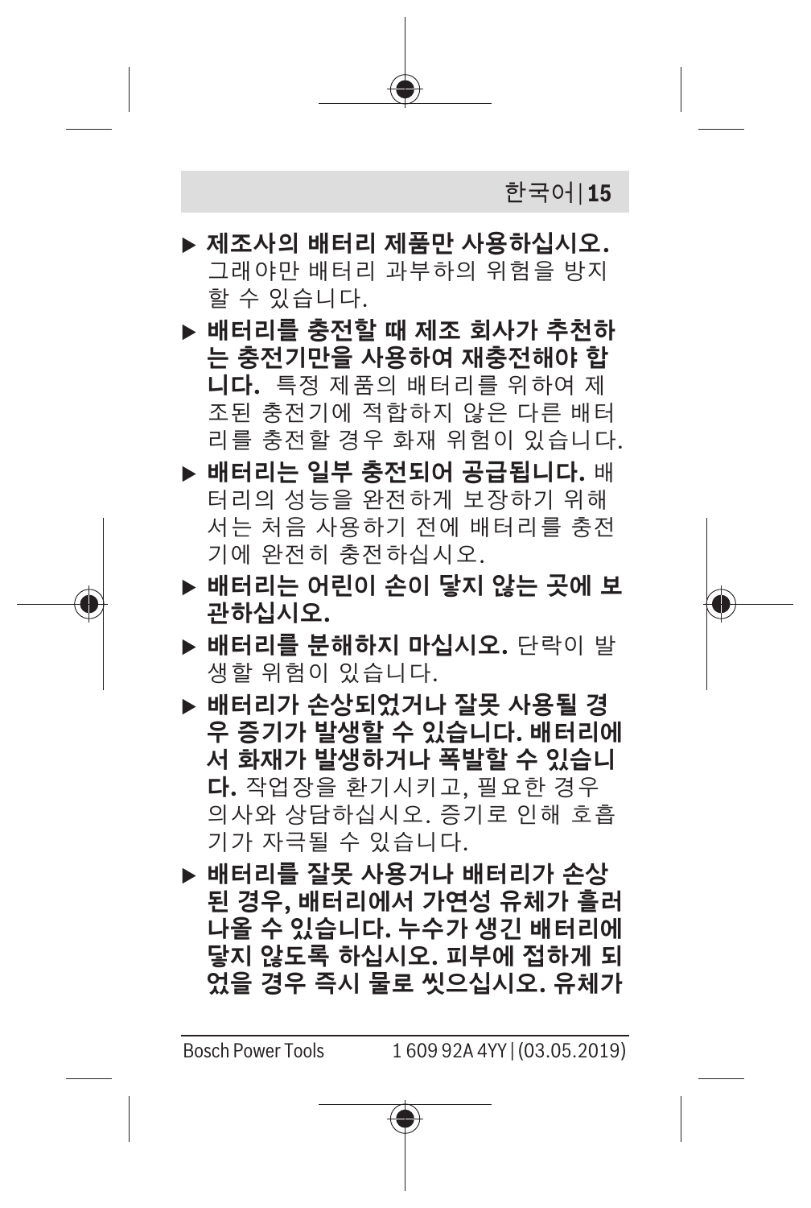- ▶ **제조사의 배터리 제품만 사용하십시오.** 그래야만 배터리 과부하의 위험을 방지할 수 있습니다.
- ▶ **배터리를 충전할 때 제조 회사가 추천하는 충전기만을 사용하여 재충전해야 합니다.** 특정 제품의 배터리를 위하여 제조된 충전기에 적합하지 않은 다른 배터리를 충전할 경우 화재 위험이 있습니다.
- ▶ **배터리는 일부 충전되어 공급됩니다.** 배터리의 성능을 완전하게 보장하기 위해서는 처음 사용하기 전에 배터리를 충전기에 완전히 충전하십시오.
- ▶ **배터리는 어린이 손이 닿지 않는 곳에 보관하십시오.**
- ▶ **배터리를 분해하지 마십시오.** 단락이 발생할 위험이 있습니다.
- ▶ **배터리가 손상되었거나 잘못 사용될 경우 증기가 발생할 수 있습니다. 배터리에서 화재가 발생하거나 폭발할 수 있습니다.** 작업장을 환기시키고, 필요한 경우 의사와 상담하십시오. 증기로 인해 호흡기가 자극될 수 있습니다.
- ▶ **배터리를 잘못 사용거나 배터리가 손상된 경우, 배터리에서 가연성 유체가 흘러나올 수 있습니다. 누수가 생긴 배터리에 닿지 않도록 하십시오. 피부에 접하게 되었을 경우 즉시 물로 씻으십시오. 유체가**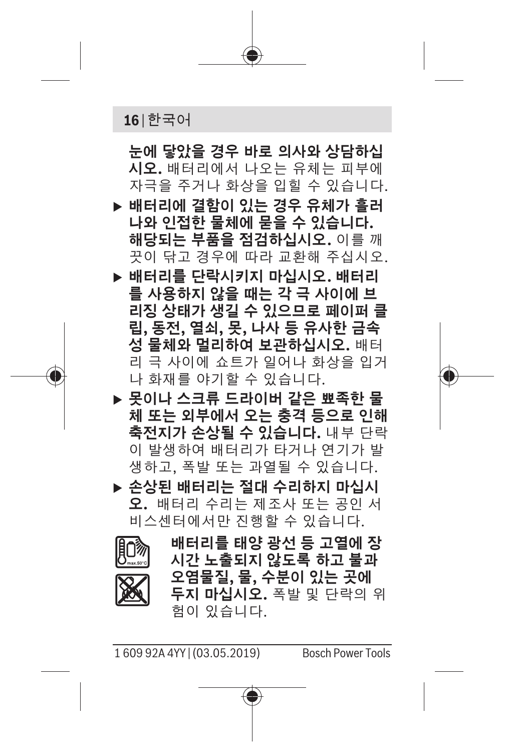**눈에 닿았을 경우 바로 의사와 상담하십시오.** 배터리에서 나오는 유체는 피부에 자극을 주거나 화상을 입힐 수 있습니다.

- **배터리에 결함이 있는 경우 유체가 흘러나와 인접한 물체에 묻을 수 있습니다. 해당되는 부품을 점검하십시오.** 이를 깨끗이 닦고 경우에 따라 교환해 주십시오.
- **배터리를 단락시키지 마십시오. 배터리를 사용하지 않을 때는 각 극 사이에 브리징 상태가 생길 수 있으므로 페이퍼 클립, 동전, 열쇠, 못, 나사 등 유사한 금속성 물체와 멀리하여 보관하십시오.** 배터리 극 사이에 쇼트가 일어나 화상을 입거나 화재를 야기할 수 있습니다.
- **못이나 스크류 드라이버 같은 뾰족한 물체 또는 외부에서 오는 충격 등으로 인해 축전지가 손상될 수 있습니다.** 내부 단락이 발생하여 배터리가 타거나 연기가 발생하고, 폭발 또는 과열될 수 있습니다.
- **손상된 배터리는 절대 수리하지 마십시오.** 배터리 수리는 제조사 또는 공인 서비스센터에서만 진행할 수 있습니다.

**배터리를 태양 광선 등 고열에 장시간 노출되지 않도록 하고 불과 오염물질, 물, 수분이 있는 곳에 두지 마십시오.** 폭발 및 단락의 위험이 있습니다.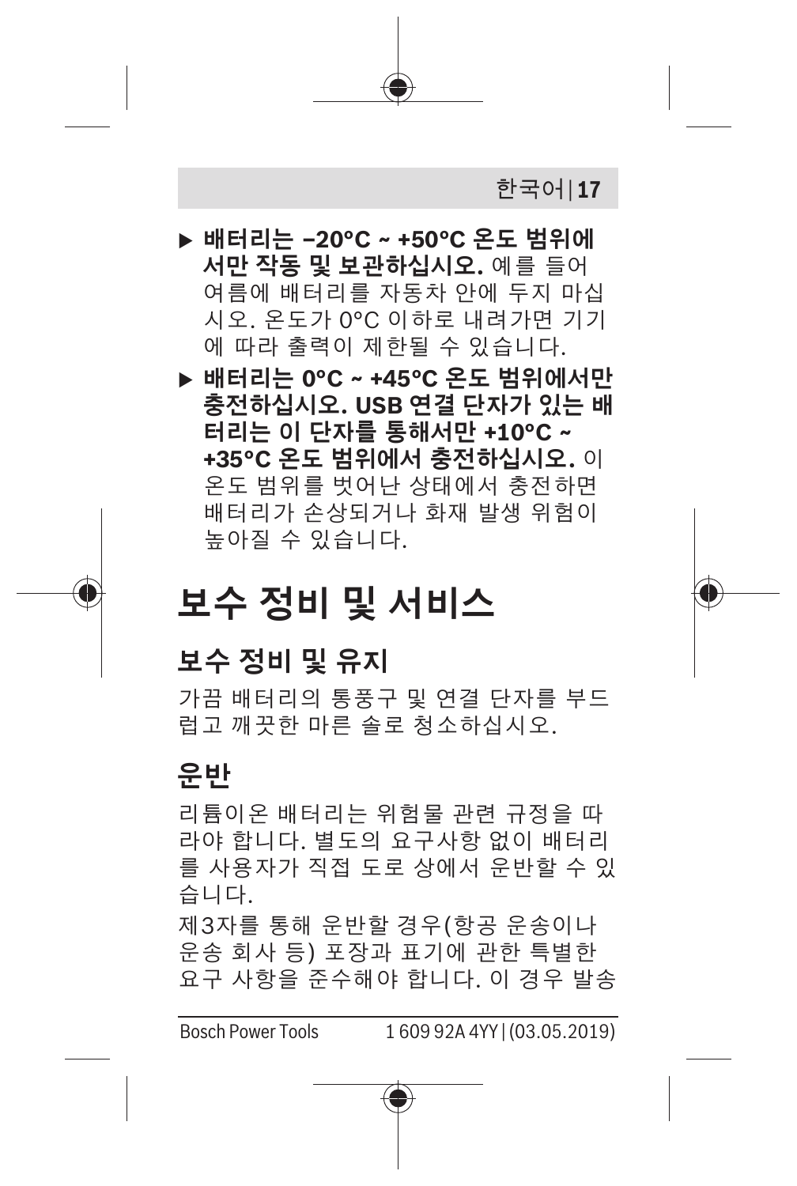- **배터리는 –20°C ~ +50°C 온도 범위에서만 작동 및 보관하십시오.** 예를 들어 여름에 배터리를 자동차 안에 두지 마십시오. 온도가 0°C 이하로 내려가면 기기에 따라 출력이 제한될 수 있습니다.
- **배터리는 0°C ~ +45°C 온도 범위에서만 충전하십시오. USB 연결 단자가 있는 배터리는 이 단자를 통해서만 +10°C ~ +35°C 온도 범위에서 충전하십시오.** 이 온도 범위를 벗어난 상태에서 충전하면 배터리가 손상되거나 화재 발생 위험이 높아질 수 있습니다.

# 보수 정비 및 서비스

## 보수 정비 및 유지

가끔 배터리의 통풍구 및 연결 단자를 부드럽고 깨끗한 마른 솔로 청소하십시오.

## 운반

리튬이온 배터리는 위험물 관련 규정을 따라야 합니다. 별도의 요구사항 없이 배터리를 사용자가 직접 도로 상에서 운반할 수 있습니다.

제3자를 통해 운반할 경우(항공 운송이나 운송 회사 등) 포장과 표기에 관한 특별한 요구 사항을 준수해야 합니다. 이 경우 발송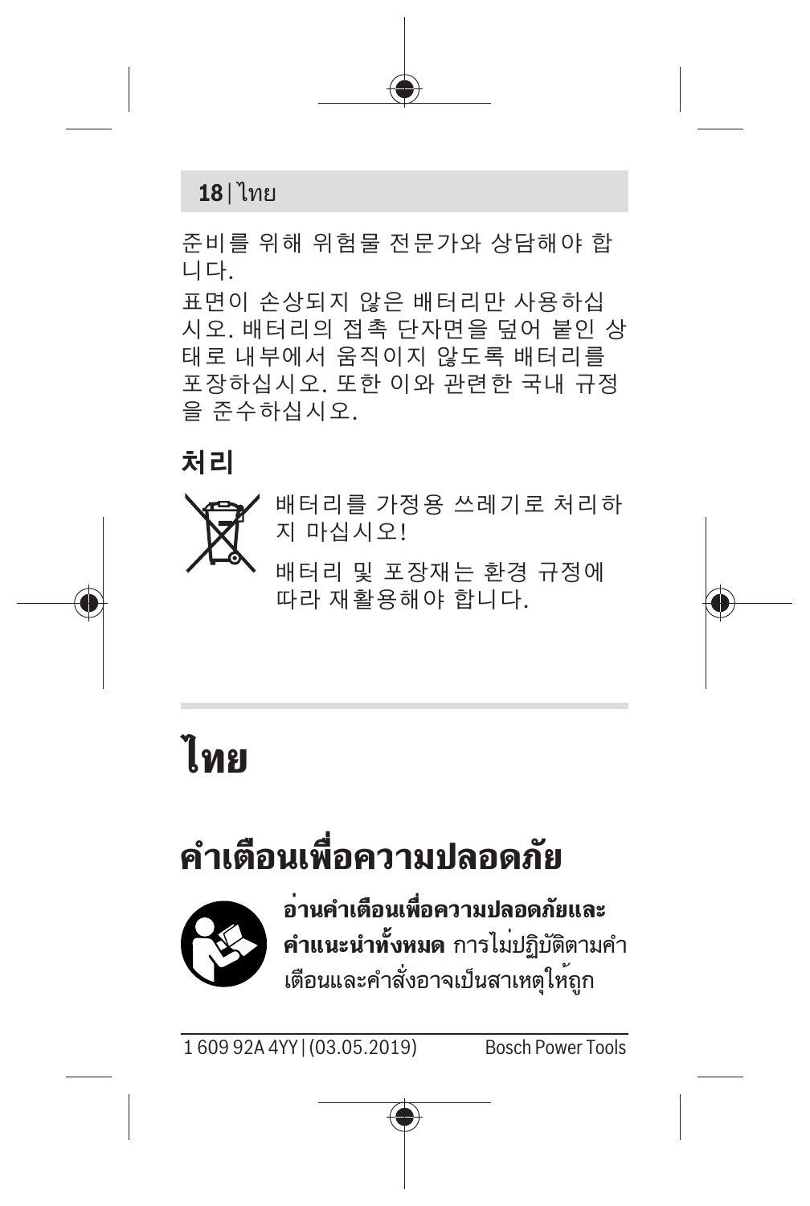준비를 위해 위험물 전문가와 상담해야 합니다.

표면이 손상되지 않은 배터리만 사용하십시오. 배터리의 접촉 단자면을 덮어 붙인 상태로 내부에서 움직이지 않도록 배터리를 포장하십시오. 또한 이와 관련한 국내 규정을 준수하십시오.

## 처리

배터리를 가정용 쓰레기로 처리하지 마십시오!

배터리 및 포장재는 환경 규정에 따라 재활용해야 합니다.

# ไทย

## คำเตือนเพื่อความปลอดภัย

**อ่านคำเตือนเพื่อความปลอดภัยและคำแนะนำทั้งหมด** การไม่ปฏิบัติตามคำเตือนและคำสั่งอาจเป็นสาเหตุให้ถูก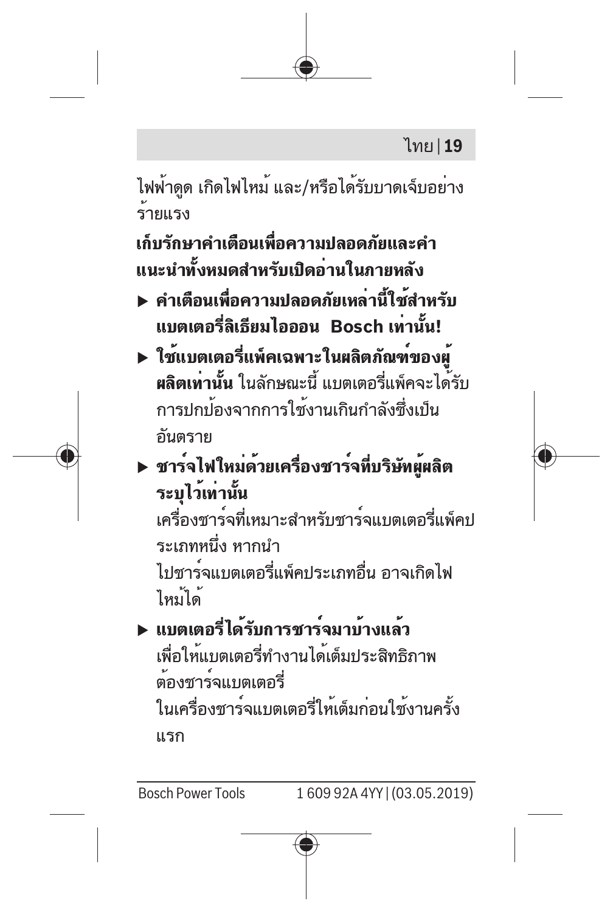ไฟฟ้าดูด เกิดไฟไหม้ และ/หรือได้รับบาดเจ็บอย่างร้ายแรง

**เก็บรักษาคำเตือนเพื่อความปลอดภัยและคำแนะนำทั้งหมดสำหรับเปิดอ่านในภายหลัง**

- **คำเตือนเพื่อความปลอดภัยเหล่านี้ใช้สำหรับแบตเตอรี่ลิเธียมไอออน  Bosch เท่านั้น!**
- **ใช้แบตเตอรี่แพ็คเฉพาะในผลิตภัณฑ์ของผู้ผลิตเท่านั้น** ในลักษณะนี้ แบตเตอรี่แพ็คจะได้รับการปกป้องจากการใช้งานเกินกำลังซึ่งเป็นอันตราย
- **ชาร์จไฟใหม่ด้วยเครื่องชาร์จที่บริษัทผู้ผลิตระบุไว้เท่านั้น**
  เครื่องชาร์จที่เหมาะสำหรับชาร์จแบตเตอรี่แพ็คประเภทหนึ่ง หากนำไปชาร์จแบตเตอรี่แพ็คประเภทอื่น อาจเกิดไฟไหม้ได้
- **แบตเตอรี่ได้รับการชาร์จมาบ้างแล้ว**
  เพื่อให้แบตเตอรี่ทำงานได้เต็มประสิทธิภาพ ต้องชาร์จแบตเตอรี่ในเครื่องชาร์จแบตเตอรี่ให้เต็มก่อนใช้งานครั้งแรก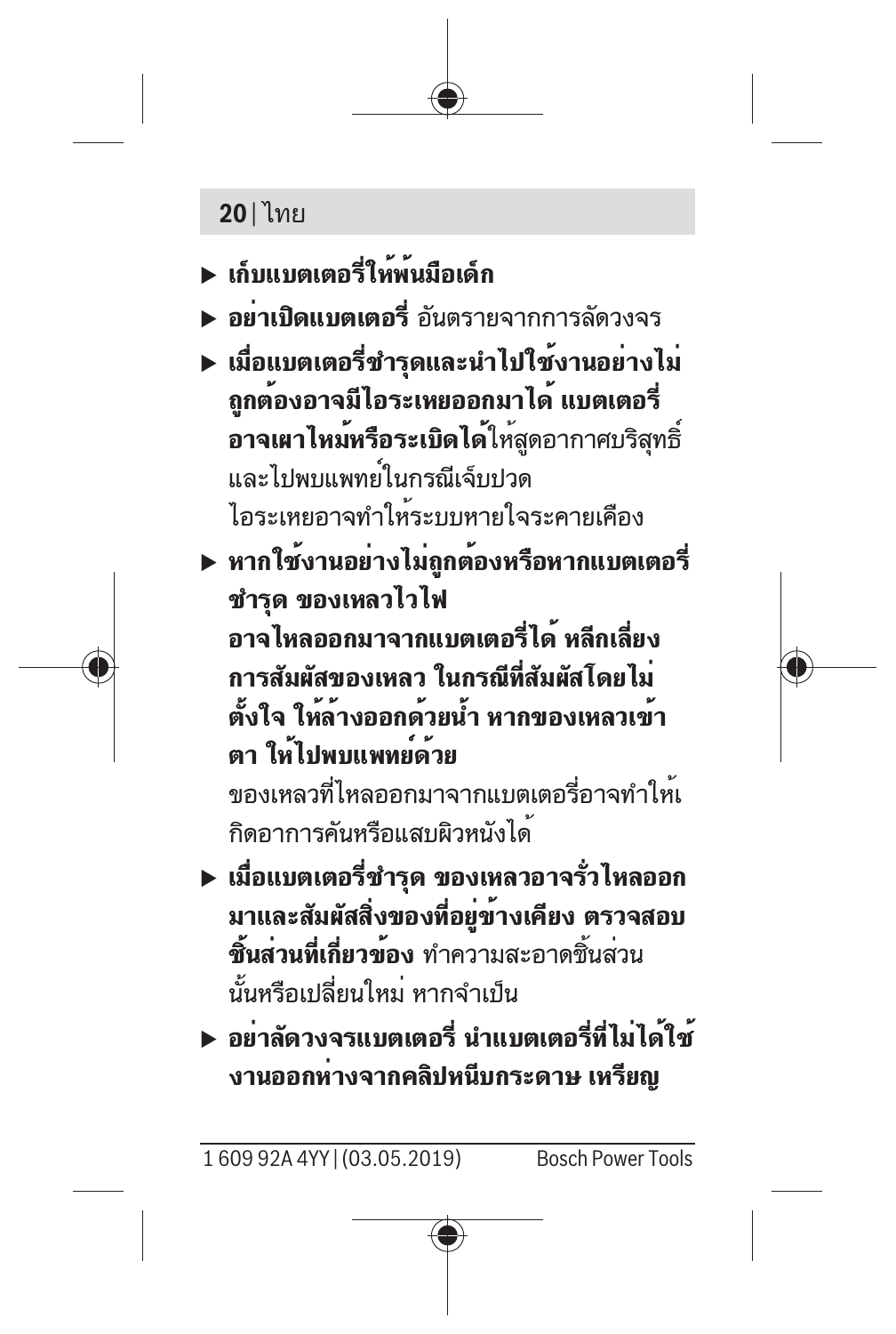- **เก็บแบตเตอรี่ให้พ้นมือเด็ก**
- **อย่าเปิดแบตเตอรี่** อันตรายจากการลัดวงจร
- **เมื่อแบตเตอรี่ชำรุดและนำไปใช้งานอย่างไม่ถูกต้องอาจมีไอระเหยออกมาได้ แบตเตอรี่อาจเผาไหม้หรือระเบิดได้**ให้สูดอากาศบริสุทธิ์และไปพบแพทย์ในกรณีเจ็บปวด ไอระเหยอาจทำให้ระบบหายใจระคายเคือง
- **หากใช้งานอย่างไม่ถูกต้องหรือหากแบตเตอรี่ชำรุด ของเหลวไวไฟอาจไหลออกมาจากแบตเตอรี่ได้ หลีกเลี่ยงการสัมผัสของเหลว ในกรณีที่สัมผัสโดยไม่ตั้งใจ ให้ล้างออกด้วยน้ำ หากของเหลวเข้าตา ให้ไปพบแพทย์ด้วย**
  ของเหลวที่ไหลออกมาจากแบตเตอรี่อาจทำให้เกิดอาการคันหรือแสบผิวหนังได้
- **เมื่อแบตเตอรี่ชำรุด ของเหลวอาจรั่วไหลออกมาและสัมผัสสิ่งของที่อยู่ข้างเคียง ตรวจสอบชิ้นส่วนที่เกี่ยวข้อง** ทำความสะอาดชิ้นส่วนนั้นหรือเปลี่ยนใหม่ หากจำเป็น
- **อย่าลัดวงจรแบตเตอรี่ นำแบตเตอรี่ที่ไม่ได้ใช้งานออกห่างจากคลิปหนีบกระดาษ เหรียญ**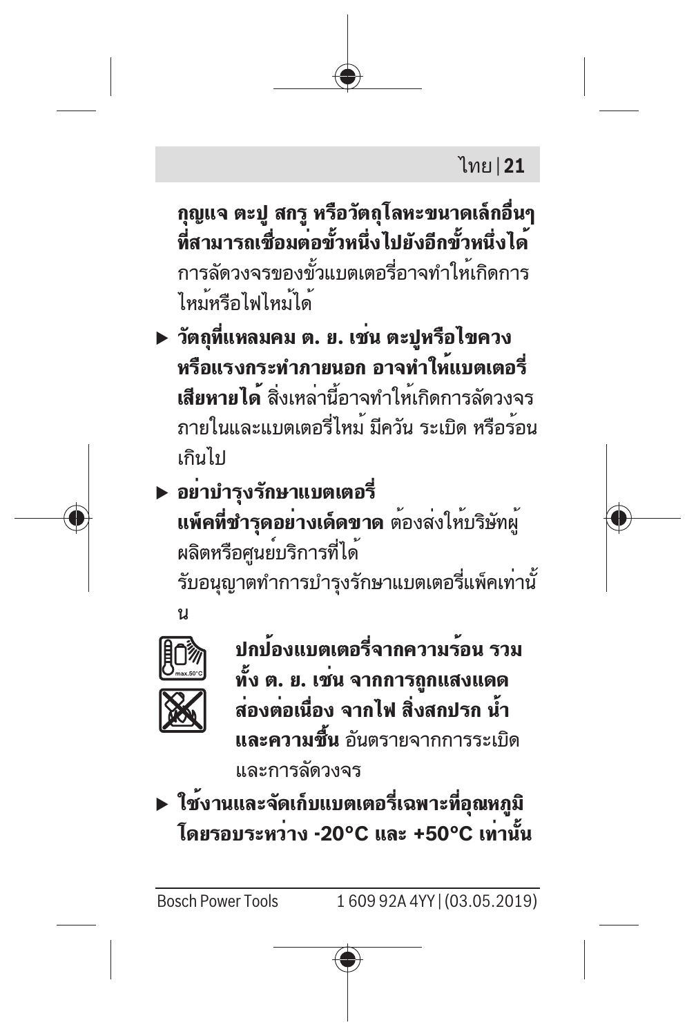**กุญแจ ตะปู สกรู หรือวัตถุโลหะขนาดเล็กอื่นๆ ที่สามารถเชื่อมต่อขั้วหนึ่งไปยังอีกขั้วหนึ่งได้** การลัดวงจรของขั้วแบตเตอรี่อาจทำให้เกิดการไหม้หรือไฟไหม้ได้

- **วัตถุที่แหลมคม ต. ย. เช่น ตะปูหรือไขควง หรือแรงกระทำภายนอก อาจทำให้แบตเตอรี่เสียหายได้** สิ่งเหล่านี้อาจทำให้เกิดการลัดวงจรภายในและแบตเตอรี่ไหม้ มีควัน ระเบิด หรือร้อนเกินไป
- **อย่าบำรุงรักษาแบตเตอรี่แพ็คที่ชำรุดอย่างเด็ดขาด** ต้องส่งให้บริษัทผู้ผลิตหรือศูนย์บริการที่ได้รับอนุญาตทำการบำรุงรักษาแบตเตอรี่แพ็คเท่านั้น

**ปกป้องแบตเตอรี่จากความร้อน รวมทั้ง ต. ย. เช่น จากการถูกแสงแดดส่องต่อเนื่อง จากไฟ สิ่งสกปรก น้ำ และความชื้น** อันตรายจากการระเบิดและการลัดวงจร

- **ใช้งานและจัดเก็บแบตเตอรี่เฉพาะที่อุณหภูมิโดยรอบระหว่าง -20°C และ +50°C เท่านั้น**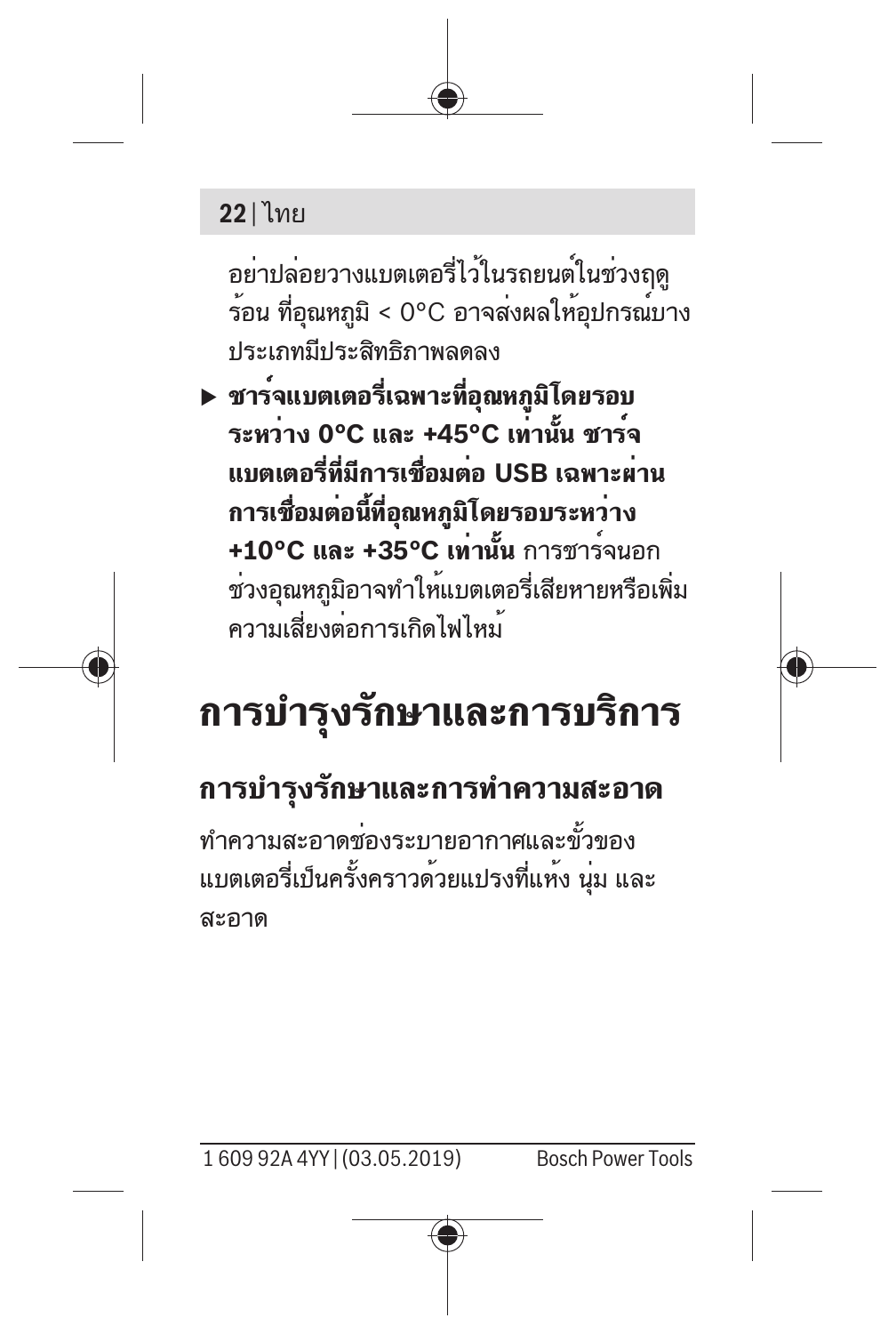อย่าปล่อยวางแบตเตอรี่ไว้ในรถยนต์ในช่วงฤดูร้อน ที่อุณหภูมิ < 0°C อาจส่งผลให้อุปกรณ์บางประเภทมีประสิทธิภาพลดลง

▶ **ชาร์จแบตเตอรี่เฉพาะที่อุณหภูมิโดยรอบระหว่าง 0°C และ +45°C เท่านั้น ชาร์จแบตเตอรี่ที่มีการเชื่อมต่อ USB เฉพาะผ่านการเชื่อมต่อนี้ที่อุณหภูมิโดยรอบระหว่าง +10°C และ +35°C เท่านั้น** การชาร์จนอกช่วงอุณหภูมิอาจทำให้แบตเตอรี่เสียหายหรือเพิ่มความเสี่ยงต่อการเกิดไฟไหม้

# การบำรุงรักษาและการบริการ

## การบำรุงรักษาและการทำความสะอาด

ทำความสะอาดช่องระบายอากาศและขั้วของแบตเตอรี่เป็นครั้งคราวด้วยแปรงที่แห้ง นุ่ม และสะอาด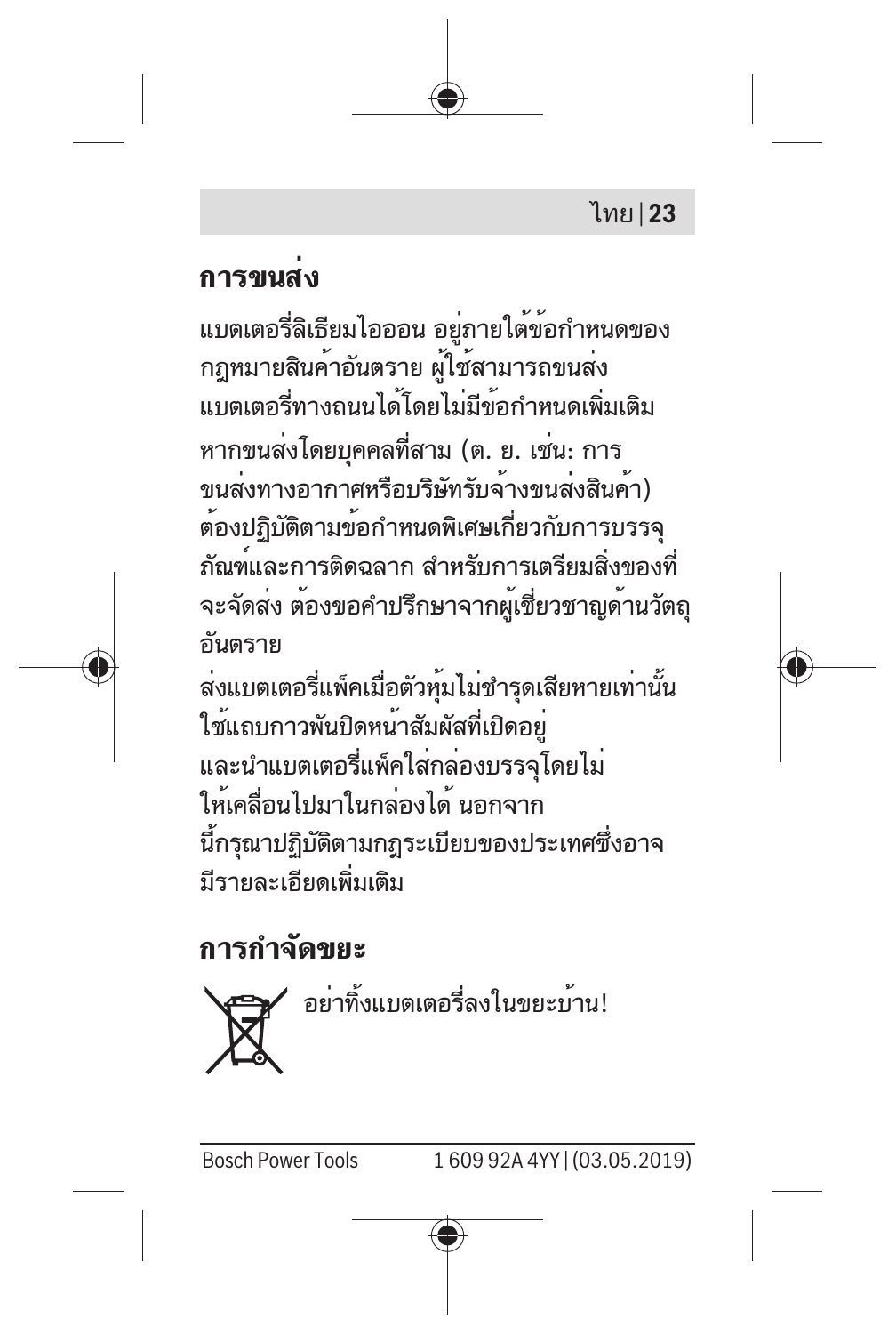## การขนส่ง

แบตเตอรี่ลิเธียมไอออน อยู่ภายใต้ข้อกำหนดของกฎหมายสินค้าอันตราย ผู้ใช้สามารถขนส่งแบตเตอรี่ทางถนนได้โดยไม่มีข้อกำหนดเพิ่มเติม

หากขนส่งโดยบุคคลที่สาม (ต. ย. เช่น: การขนส่งทางอากาศหรือบริษัทรับจ้างขนส่งสินค้า) ต้องปฏิบัติตามข้อกำหนดพิเศษเกี่ยวกับการบรรจุภัณฑ์และการติดฉลาก สำหรับการเตรียมสิ่งของที่จะจัดส่ง ต้องขอคำปรึกษาจากผู้เชี่ยวชาญด้านวัตถุอันตราย

ส่งแบตเตอรี่แพ็คเมื่อตัวหุ้มไม่ชำรุดเสียหายเท่านั้น ใช้แถบกาวพันปิดหน้าสัมผัสที่เปิดอยู่และนำแบตเตอรี่แพ็คใส่กล่องบรรจุโดยไม่ให้เคลื่อนไปมาในกล่องได้ นอกจากนี้กรุณาปฏิบัติตามกฎระเบียบของประเทศซึ่งอาจมีรายละเอียดเพิ่มเติม

## การกำจัดขยะ

อย่าทิ้งแบตเตอรี่ลงในขยะบ้าน!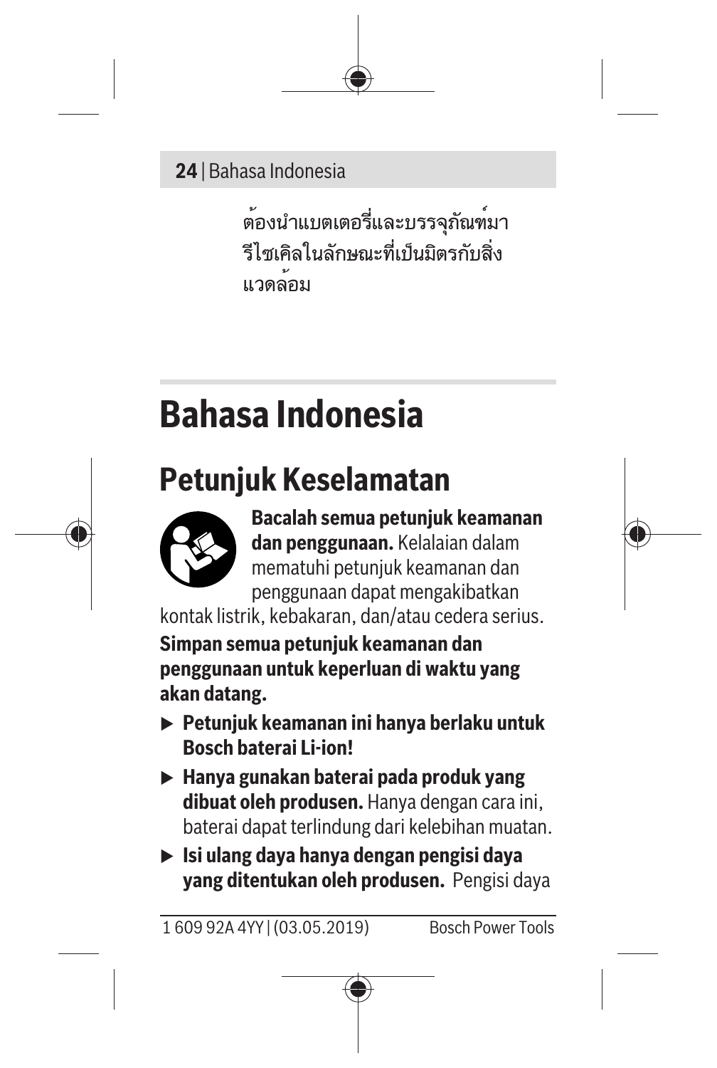ต้องนำแบตเตอรี่และบรรจุภัณฑ์มารีไซเคิลในลักษณะที่เป็นมิตรกับสิ่งแวดล้อม

# Bahasa Indonesia

## Petunjuk Keselamatan

**Bacalah semua petunjuk keamanan dan penggunaan.** Kelalaian dalam mematuhi petunjuk keamanan dan penggunaan dapat mengakibatkan kontak listrik, kebakaran, dan/atau cedera serius.

**Simpan semua petunjuk keamanan dan penggunaan untuk keperluan di waktu yang akan datang.**

- **Petunjuk keamanan ini hanya berlaku untuk Bosch baterai Li-ion!**
- **Hanya gunakan baterai pada produk yang dibuat oleh produsen.** Hanya dengan cara ini, baterai dapat terlindung dari kelebihan muatan.
- **Isi ulang daya hanya dengan pengisi daya yang ditentukan oleh produsen.** Pengisi daya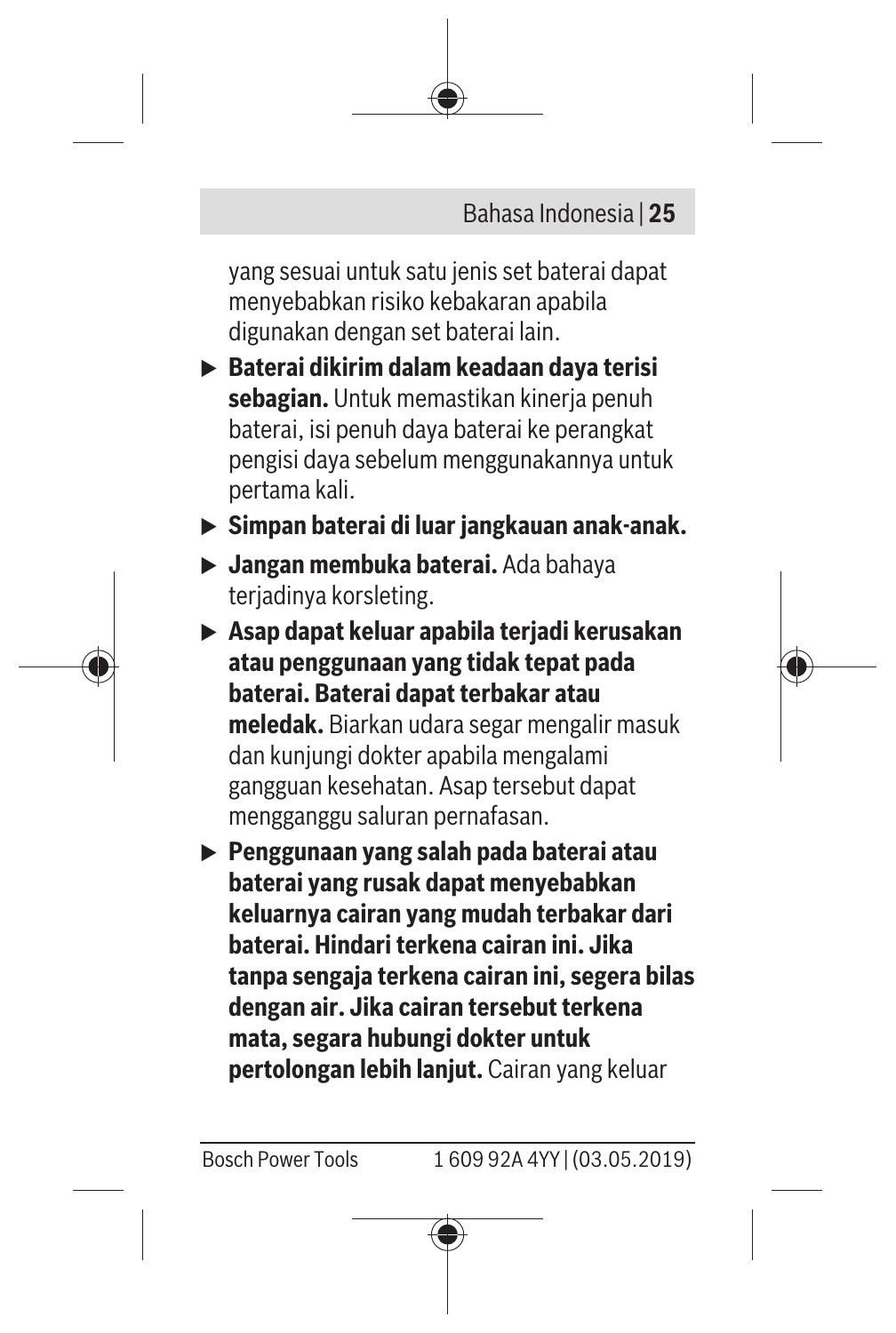yang sesuai untuk satu jenis set baterai dapat menyebabkan risiko kebakaran apabila digunakan dengan set baterai lain.

- **Baterai dikirim dalam keadaan daya terisi sebagian.** Untuk memastikan kinerja penuh baterai, isi penuh daya baterai ke perangkat pengisi daya sebelum menggunakannya untuk pertama kali.
- **Simpan baterai di luar jangkauan anak-anak.**
- **Jangan membuka baterai.** Ada bahaya terjadinya korsleting.
- **Asap dapat keluar apabila terjadi kerusakan atau penggunaan yang tidak tepat pada baterai. Baterai dapat terbakar atau meledak.** Biarkan udara segar mengalir masuk dan kunjungi dokter apabila mengalami gangguan kesehatan. Asap tersebut dapat mengganggu saluran pernafasan.
- **Penggunaan yang salah pada baterai atau baterai yang rusak dapat menyebabkan keluarnya cairan yang mudah terbakar dari baterai. Hindari terkena cairan ini. Jika tanpa sengaja terkena cairan ini, segera bilas dengan air. Jika cairan tersebut terkena mata, segara hubungi dokter untuk pertolongan lebih lanjut.** Cairan yang keluar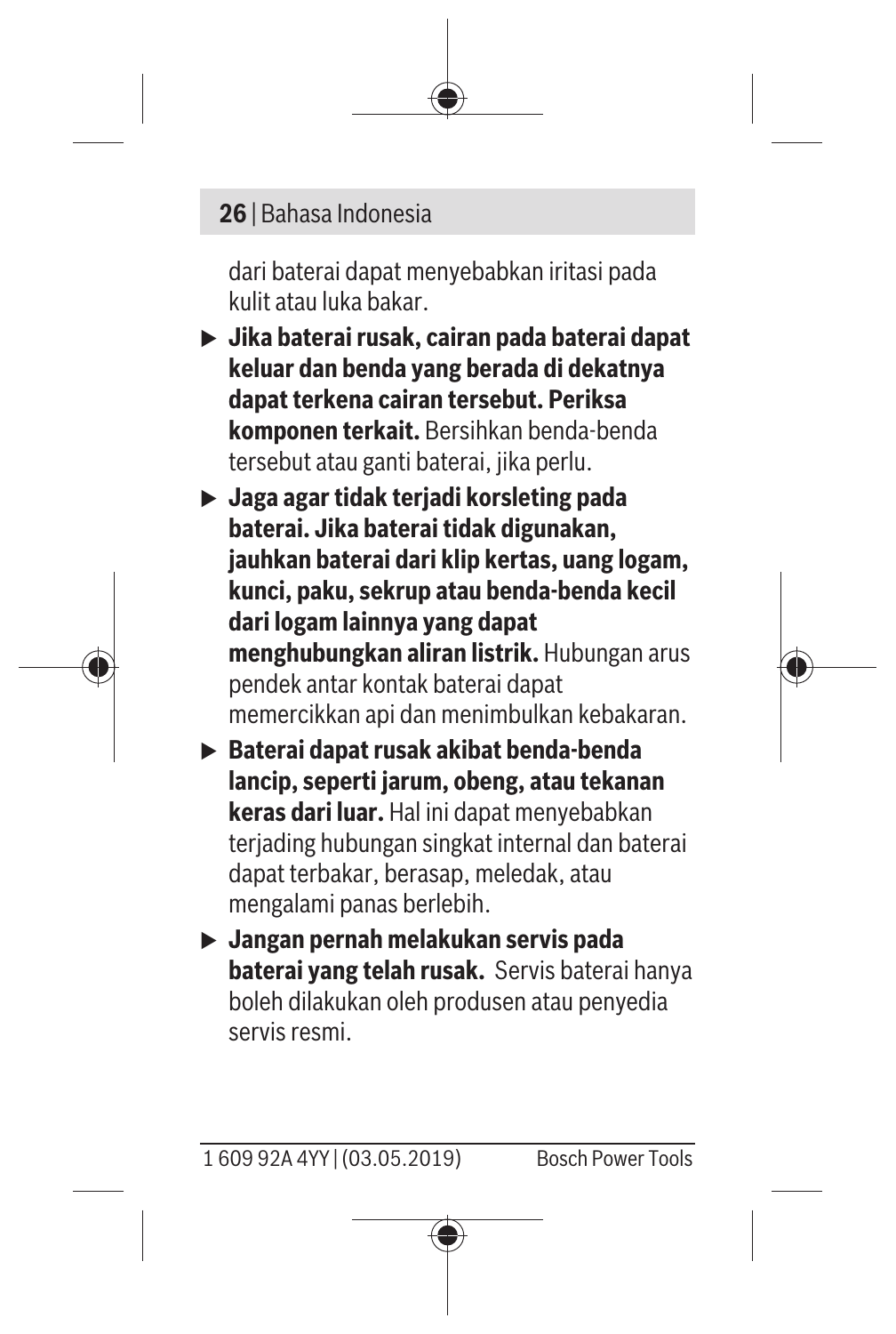dari baterai dapat menyebabkan iritasi pada kulit atau luka bakar.

- ▶ **Jika baterai rusak, cairan pada baterai dapat keluar dan benda yang berada di dekatnya dapat terkena cairan tersebut. Periksa komponen terkait.** Bersihkan benda-benda tersebut atau ganti baterai, jika perlu.
- ▶ **Jaga agar tidak terjadi korsleting pada baterai. Jika baterai tidak digunakan, jauhkan baterai dari klip kertas, uang logam, kunci, paku, sekrup atau benda-benda kecil dari logam lainnya yang dapat menghubungkan aliran listrik.** Hubungan arus pendek antar kontak baterai dapat memercikkan api dan menimbulkan kebakaran.
- ▶ **Baterai dapat rusak akibat benda-benda lancip, seperti jarum, obeng, atau tekanan keras dari luar.** Hal ini dapat menyebabkan terjading hubungan singkat internal dan baterai dapat terbakar, berasap, meledak, atau mengalami panas berlebih.
- ▶ **Jangan pernah melakukan servis pada baterai yang telah rusak.** Servis baterai hanya boleh dilakukan oleh produsen atau penyedia servis resmi.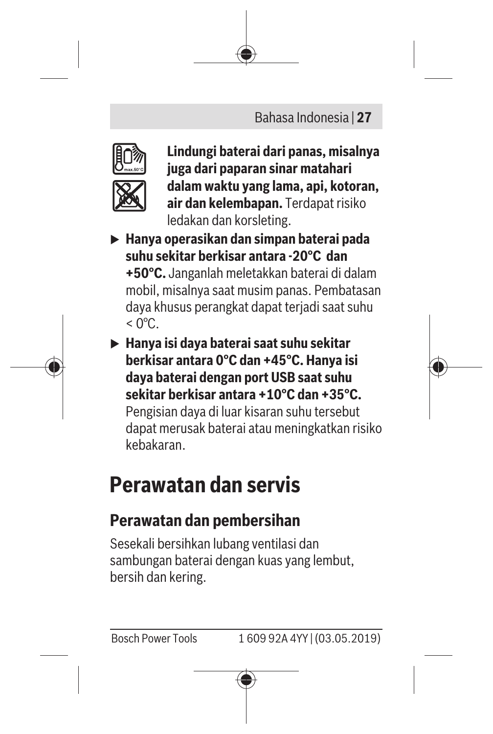**Lindungi baterai dari panas, misalnya juga dari paparan sinar matahari dalam waktu yang lama, api, kotoran, air dan kelembapan.** Terdapat risiko ledakan dan korsleting.

- **Hanya operasikan dan simpan baterai pada suhu sekitar berkisar antara -20°C dan +50°C.** Janganlah meletakkan baterai di dalam mobil, misalnya saat musim panas. Pembatasan daya khusus perangkat dapat terjadi saat suhu < 0°C.
- **Hanya isi daya baterai saat suhu sekitar berkisar antara 0°C dan +45°C. Hanya isi daya baterai dengan port USB saat suhu sekitar berkisar antara +10°C dan +35°C.** Pengisian daya di luar kisaran suhu tersebut dapat merusak baterai atau meningkatkan risiko kebakaran.

# Perawatan dan servis

## Perawatan dan pembersihan

Sesekali bersihkan lubang ventilasi dan sambungan baterai dengan kuas yang lembut, bersih dan kering.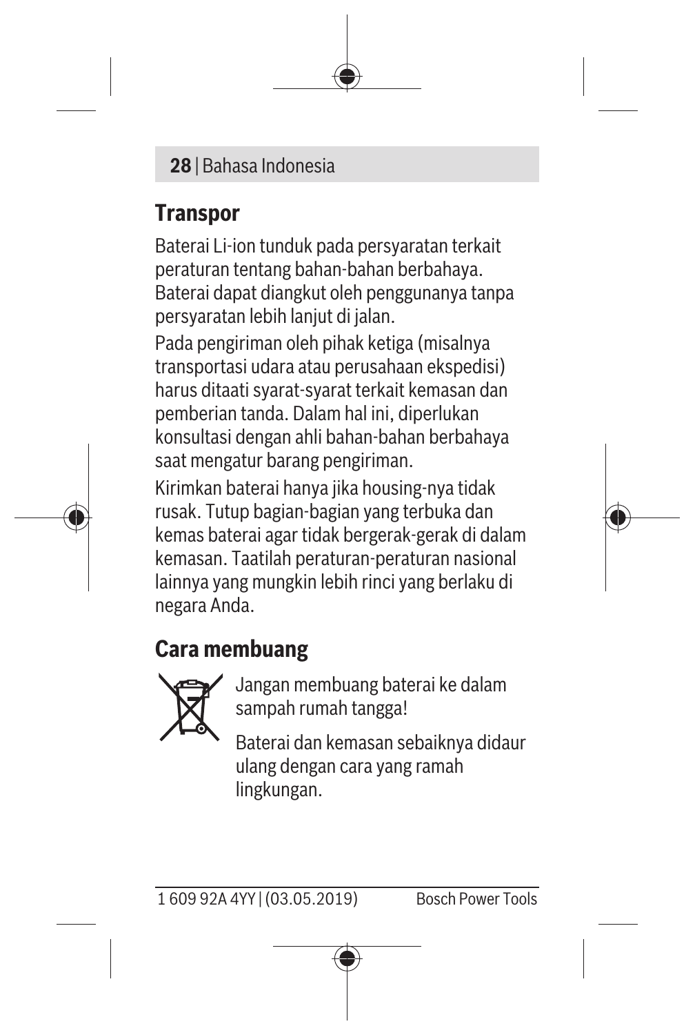## Transpor

Baterai Li-ion tunduk pada persyaratan terkait peraturan tentang bahan-bahan berbahaya. Baterai dapat diangkut oleh penggunanya tanpa persyaratan lebih lanjut di jalan.

Pada pengiriman oleh pihak ketiga (misalnya transportasi udara atau perusahaan ekspedisi) harus ditaati syarat-syarat terkait kemasan dan pemberian tanda. Dalam hal ini, diperlukan konsultasi dengan ahli bahan-bahan berbahaya saat mengatur barang pengiriman.

Kirimkan baterai hanya jika housing-nya tidak rusak. Tutup bagian-bagian yang terbuka dan kemas baterai agar tidak bergerak-gerak di dalam kemasan. Taatilah peraturan-peraturan nasional lainnya yang mungkin lebih rinci yang berlaku di negara Anda.

## Cara membuang

Jangan membuang baterai ke dalam sampah rumah tangga!

Baterai dan kemasan sebaiknya didaur ulang dengan cara yang ramah lingkungan.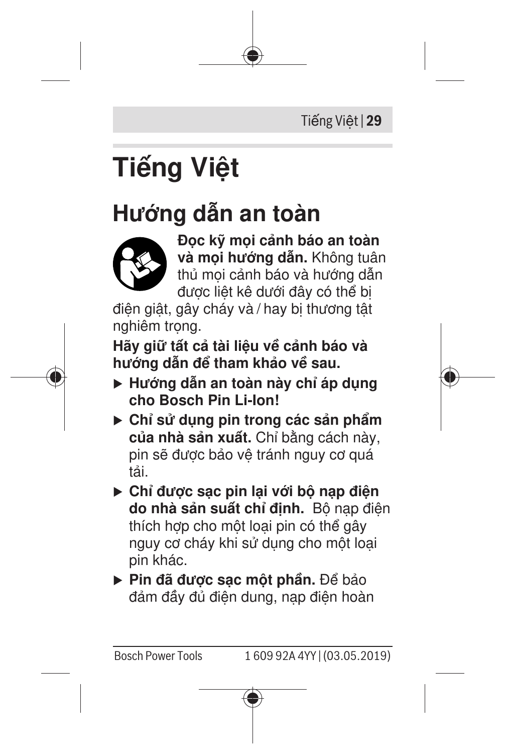# Tiếng Việt

## Hướng dẫn an toàn

**Đọc kỹ mọi cảnh báo an toàn và mọi hướng dẫn.** Không tuân thủ mọi cảnh báo và hướng dẫn được liệt kê dưới đây có thể bị điện giật, gây cháy và / hay bị thương tật nghiêm trọng.

**Hãy giữ tất cả tài liệu về cảnh báo và hướng dẫn để tham khảo về sau.**

- **Hướng dẫn an toàn này chỉ áp dụng cho Bosch Pin Li-Ion!**
- **Chỉ sử dụng pin trong các sản phẩm của nhà sản xuất.** Chỉ bằng cách này, pin sẽ được bảo vệ tránh nguy cơ quá tải.
- **Chỉ được sạc pin lại với bộ nạp điện do nhà sản suất chỉ định.** Bộ nạp điện thích hợp cho một loại pin có thể gây nguy cơ cháy khi sử dụng cho một loại pin khác.
- **Pin đã được sạc một phần.** Để bảo đảm đầy đủ điện dung, nạp điện hoàn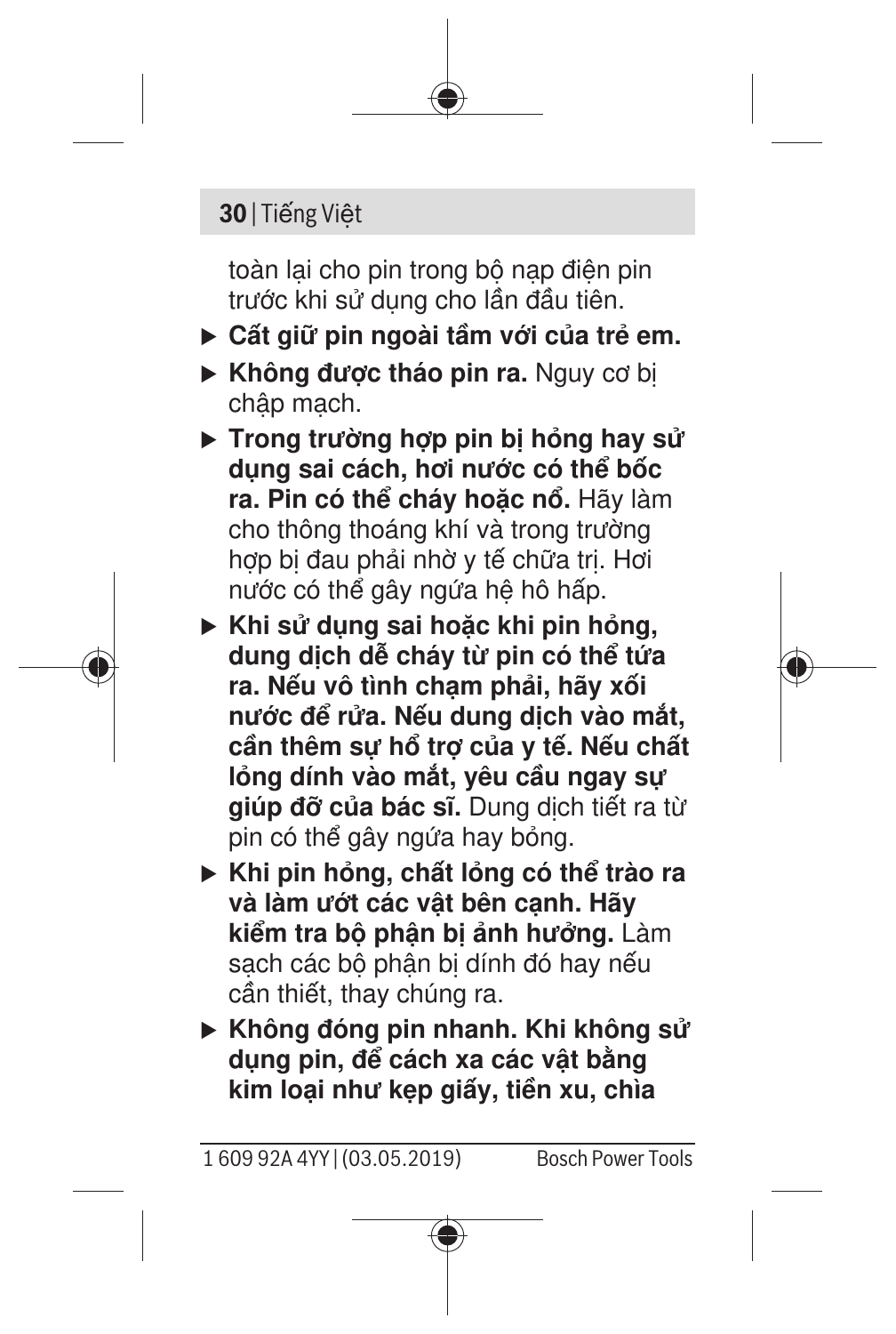toàn lại cho pin trong bộ nạp điện pin trước khi sử dụng cho lần đầu tiên.

- ▶ **Cất giữ pin ngoài tầm với của trẻ em.**
- ▶ **Không được tháo pin ra.** Nguy cơ bị chập mạch.
- ▶ **Trong trường hợp pin bị hỏng hay sử dụng sai cách, hơi nước có thể bốc ra. Pin có thể cháy hoặc nổ.** Hãy làm cho thông thoáng khí và trong trường hợp bị đau phải nhờ y tế chữa trị. Hơi nước có thể gây ngứa hệ hô hấp.
- ▶ **Khi sử dụng sai hoặc khi pin hỏng, dung dịch dễ cháy từ pin có thể tứa ra. Nếu vô tình chạm phải, hãy xối nước để rửa. Nếu dung dịch vào mắt, cần thêm sự hổ trợ của y tế. Nếu chất lỏng dính vào mắt, yêu cầu ngay sự giúp đỡ của bác sĩ.** Dung dịch tiết ra từ pin có thể gây ngứa hay bỏng.
- ▶ **Khi pin hỏng, chất lỏng có thể trào ra và làm ướt các vật bên cạnh. Hãy kiểm tra bộ phận bị ảnh hưởng.** Làm sạch các bộ phận bị dính đó hay nếu cần thiết, thay chúng ra.
- ▶ **Không đóng pin nhanh. Khi không sử dụng pin, để cách xa các vật bằng kim loại như kẹp giấy, tiền xu, chìa**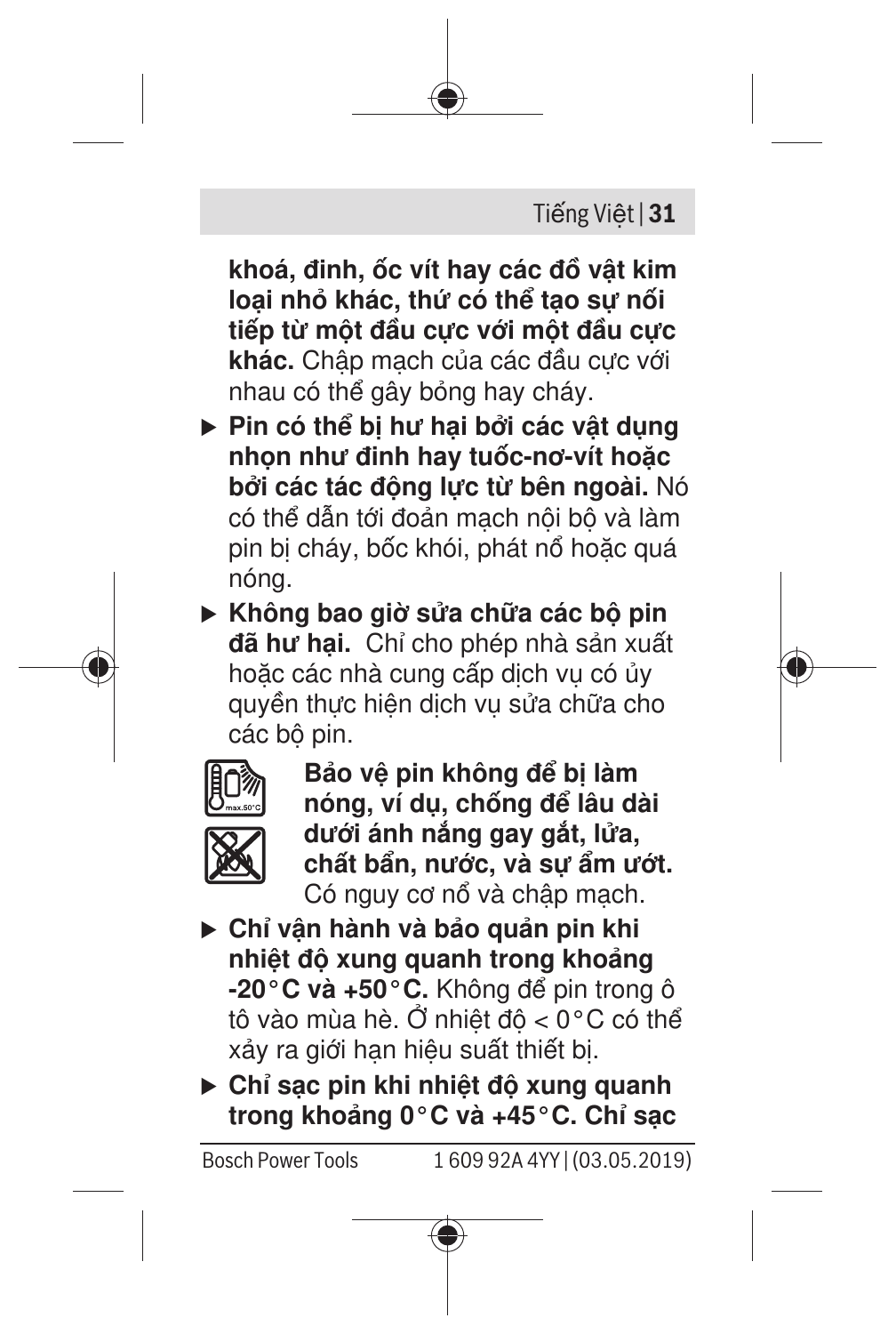**khoá, đinh, ốc vít hay các đồ vật kim loại nhỏ khác, thứ có thể tạo sự nối tiếp từ một đầu cực với một đầu cực khác.** Chập mạch của các đầu cực với nhau có thể gây bỏng hay cháy.

- ▶ **Pin có thể bị hư hại bởi các vật dụng nhọn như đinh hay tuốc-nơ-vít hoặc bởi các tác động lực từ bên ngoài.** Nó có thể dẫn tới đoản mạch nội bộ và làm pin bị cháy, bốc khói, phát nổ hoặc quá nóng.
- ▶ **Không bao giờ sửa chữa các bộ pin đã hư hại.** Chỉ cho phép nhà sản xuất hoặc các nhà cung cấp dịch vụ có ủy quyền thực hiện dịch vụ sửa chữa cho các bộ pin.

**Bảo vệ pin không để bị làm nóng, ví dụ, chống để lâu dài dưới ánh nắng gay gắt, lửa, chất bẩn, nước, và sự ẩm ướt.** Có nguy cơ nổ và chập mạch.

- ▶ **Chỉ vận hành và bảo quản pin khi nhiệt độ xung quanh trong khoảng -20 °C và +50 °C.** Không để pin trong ô tô vào mùa hè. Ở nhiệt độ < 0 °C có thể xảy ra giới hạn hiệu suất thiết bị.
- ▶ **Chỉ sạc pin khi nhiệt độ xung quanh trong khoảng 0 °C và +45 °C. Chỉ sạc**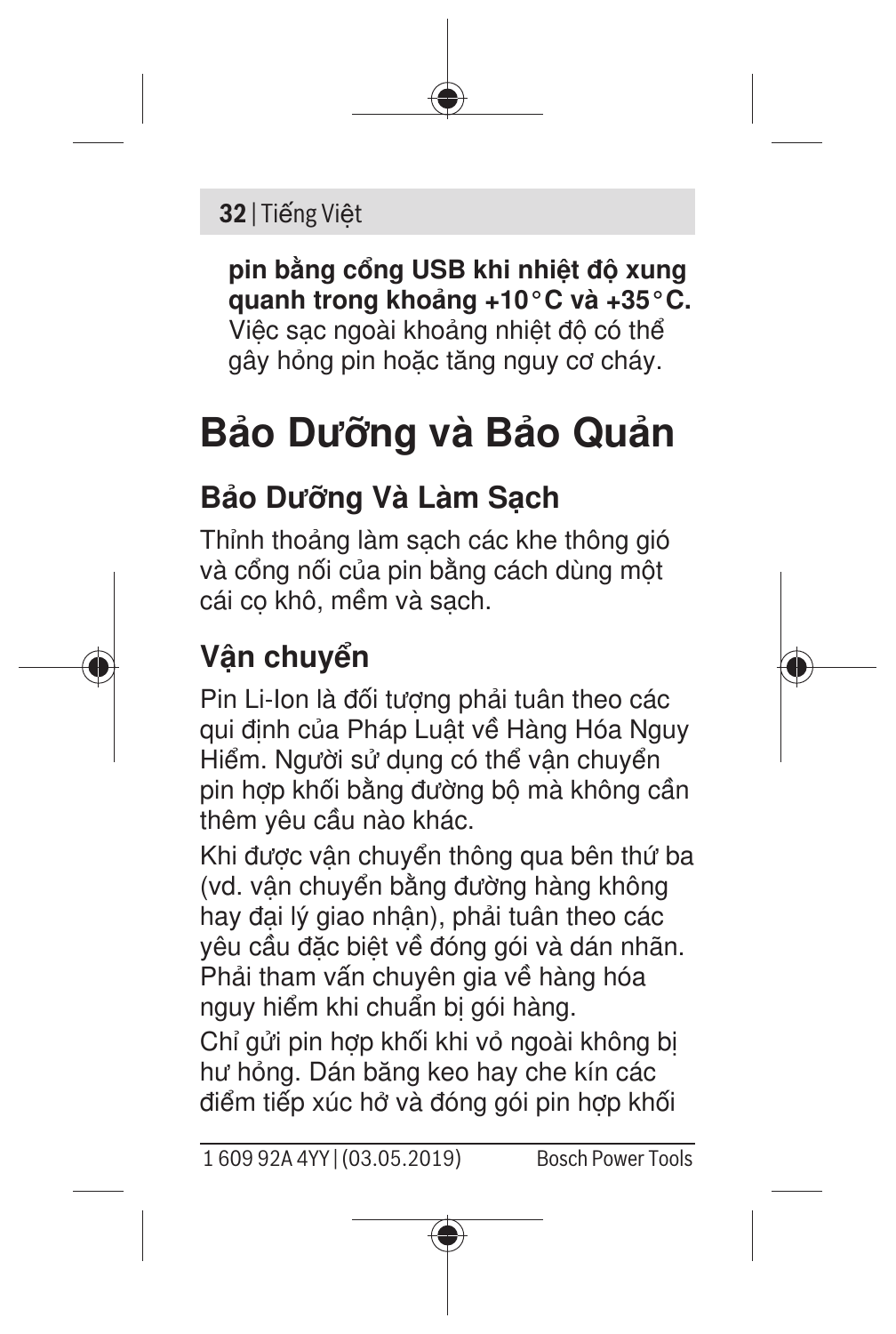**pin bằng cổng USB khi nhiệt độ xung quanh trong khoảng +10 °C và +35 °C.** Việc sạc ngoài khoảng nhiệt độ có thể gây hỏng pin hoặc tăng nguy cơ cháy.

# Bảo Dưỡng và Bảo Quản

## Bảo Dưỡng Và Làm Sạch

Thỉnh thoảng làm sạch các khe thông gió và cổng nối của pin bằng cách dùng một cái cọ khô, mềm và sạch.

## Vận chuyển

Pin Li-Ion là đối tượng phải tuân theo các qui định của Pháp Luật về Hàng Hóa Nguy Hiểm. Người sử dụng có thể vận chuyển pin hợp khối bằng đường bộ mà không cần thêm yêu cầu nào khác.

Khi được vận chuyển thông qua bên thứ ba (vd. vận chuyển bằng đường hàng không hay đại lý giao nhận), phải tuân theo các yêu cầu đặc biệt về đóng gói và dán nhãn. Phải tham vấn chuyên gia về hàng hóa nguy hiểm khi chuẩn bị gói hàng.

Chỉ gửi pin hợp khối khi vỏ ngoài không bị hư hỏng. Dán băng keo hay che kín các điểm tiếp xúc hở và đóng gói pin hợp khối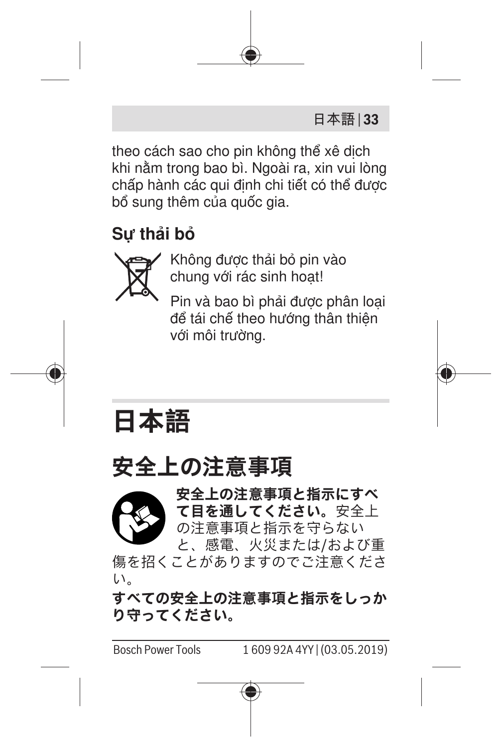theo cách sao cho pin không thể xê dịch khi nằm trong bao bì. Ngoài ra, xin vui lòng chấp hành các qui định chi tiết có thể được bổ sung thêm của quốc gia.

### Sự thải bỏ

Không được thải bỏ pin vào chung với rác sinh hoạt!

Pin và bao bì phải được phân loại để tái chế theo hướng thân thiện với môi trường.

# 日本語

## 安全上の注意事項

**安全上の注意事項と指示にすべて目を通してください。**安全上の注意事項と指示を守らないと、感電、火災または/および重傷を招くことがありますのでご注意ください。

**すべての安全上の注意事項と指示をしっかり守ってください。**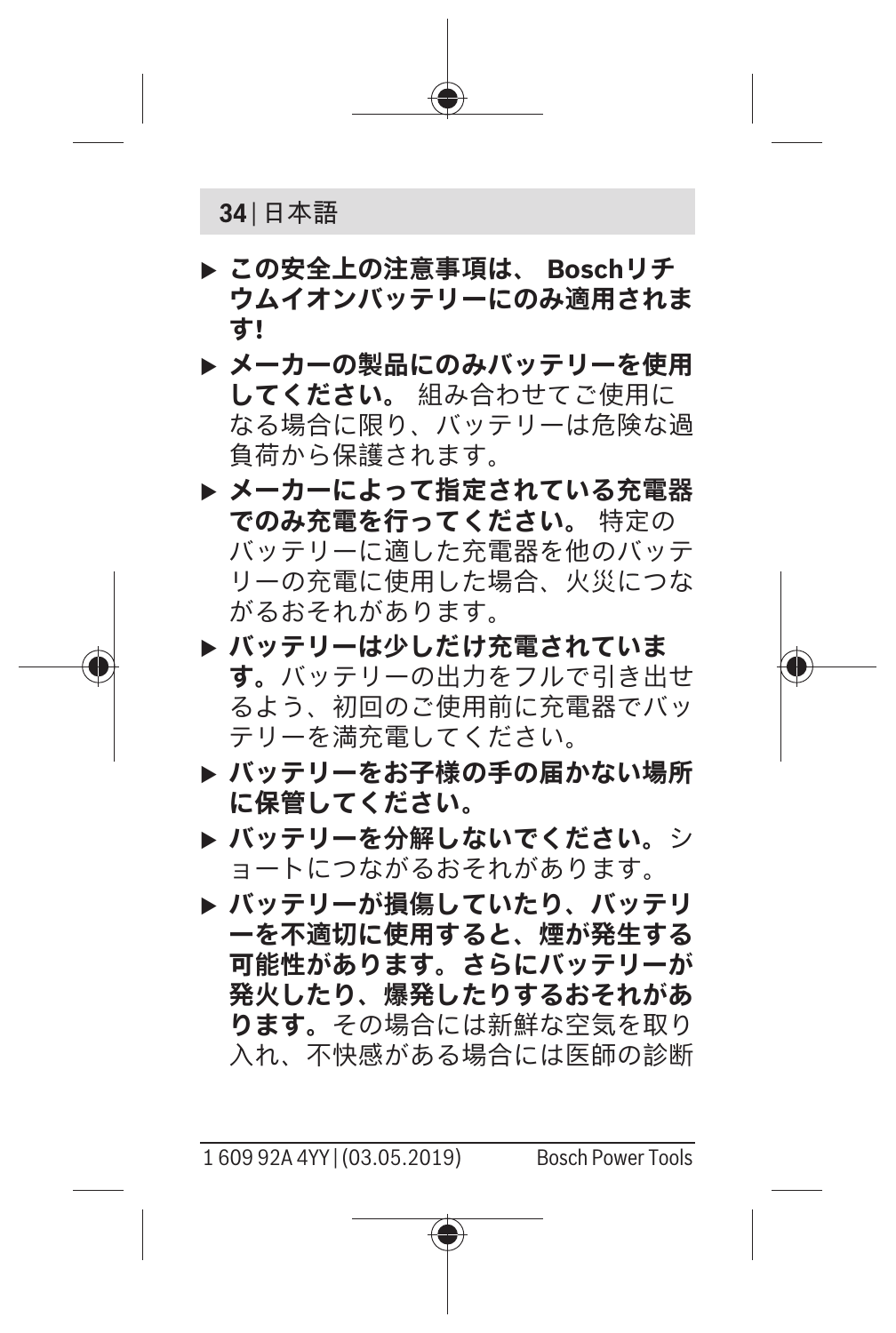- ▶ **この安全上の注意事項は、 Boschリチウムイオンバッテリーにのみ適用されます!**
- ▶ **メーカーの製品にのみバッテリーを使用してください。** 組み合わせてご使用になる場合に限り、バッテリーは危険な過負荷から保護されます。
- ▶ **メーカーによって指定されている充電器でのみ充電を行ってください。** 特定のバッテリーに適した充電器を他のバッテリーの充電に使用した場合、火災につながるおそれがあります。
- ▶ **バッテリーは少しだけ充電されています。**バッテリーの出力をフルで引き出せるよう、初回のご使用前に充電器でバッテリーを満充電してください。
- ▶ **バッテリーをお子様の手の届かない場所に保管してください。**
- ▶ **バッテリーを分解しないでください。**ショートにつながるおそれがあります。
- ▶ **バッテリーが損傷していたり、バッテリーを不適切に使用すると、煙が発生する可能性があります。さらにバッテリーが発火したり、爆発したりするおそれがあります。**その場合には新鮮な空気を取り入れ、不快感がある場合には医師の診断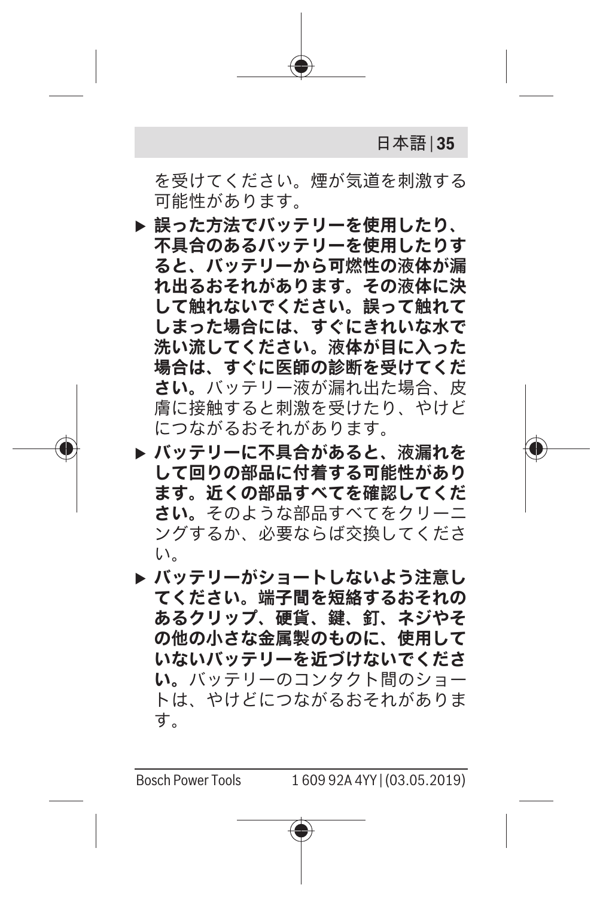を受けてください。煙が気道を刺激する可能性があります。

- ▶ **誤った方法でバッテリーを使用したり、不具合のあるバッテリーを使用したりすると、バッテリーから可燃性の液体が漏れ出るおそれがあります。その液体に決して触れないでください。誤って触れてしまった場合には、すぐにきれいな水で洗い流してください。液体が目に入った場合は、すぐに医師の診断を受けてください。**バッテリー液が漏れ出た場合、皮膚に接触すると刺激を受けたり、やけどにつながるおそれがあります。
- ▶ **バッテリーに不具合があると、液漏れをして回りの部品に付着する可能性があります。近くの部品すべてを確認してください。**そのような部品すべてをクリーニングするか、必要ならば交換してください。
- ▶ **バッテリーがショートしないよう注意してください。端子間を短絡するおそれのあるクリップ、硬貨、鍵、釘、ネジやその他の小さな金属製のものに、使用していないバッテリーを近づけないでください。**バッテリーのコンタクト間のショートは、やけどにつながるおそれがあります。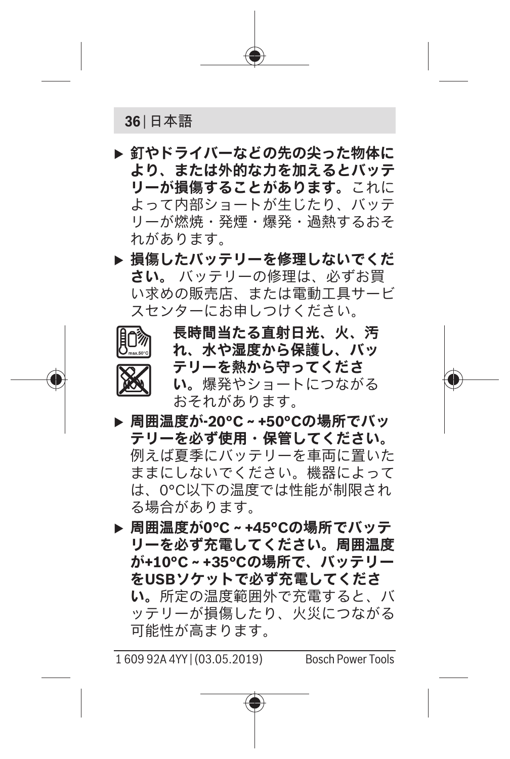- **釘やドライバーなどの先の尖った物体により、または外的な力を加えるとバッテリーが損傷することがあります。** これによって内部ショートが生じたり、バッテリーが燃焼・発煙・爆発・過熱するおそれがあります。
- **損傷したバッテリーを修理しないでください。** バッテリーの修理は、必ずお買い求めの販売店、または電動工具サービスセンターにお申しつけください。

**長時間当たる直射日光、火、汚れ、水や湿度から保護し、バッテリーを熱から守ってください。** 爆発やショートにつながるおそれがあります。

- **周囲温度が-20°C ~ +50°Cの場所でバッテリーを必ず使用・保管してください。** 例えば夏季にバッテリーを車両に置いたままにしないでください。機器によっては、0°C以下の温度では性能が制限される場合があります。
- **周囲温度が0°C ~ +45°Cの場所でバッテリーを必ず充電してください。周囲温度が+10°C ~ +35°Cの場所で、バッテリーをUSBソケットで必ず充電してください。** 所定の温度範囲外で充電すると、バッテリーが損傷したり、火災につながる可能性が高まります。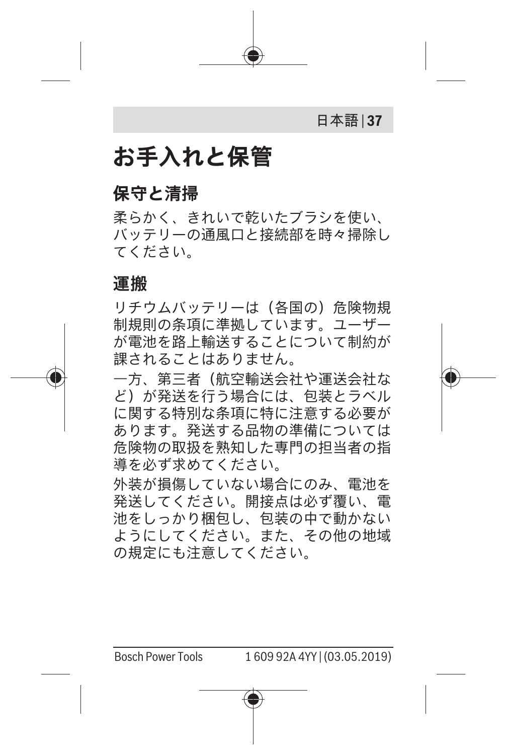# お手入れと保管

## 保守と清掃

柔らかく、きれいで乾いたブラシを使い、バッテリーの通風口と接続部を時々掃除してください。

## 運搬

リチウムバッテリーは（各国の）危険物規制規則の条項に準拠しています。ユーザーが電池を路上輸送することについて制約が課されることはありません。

一方、第三者（航空輸送会社や運送会社など）が発送を行う場合には、包装とラベルに関する特別な条項に特に注意する必要があります。発送する品物の準備については危険物の取扱を熟知した専門の担当者の指導を必ず求めてください。

外装が損傷していない場合にのみ、電池を発送してください。開接点は必ず覆い、電池をしっかり梱包し、包装の中で動かないようにしてください。また、その他の地域の規定にも注意してください。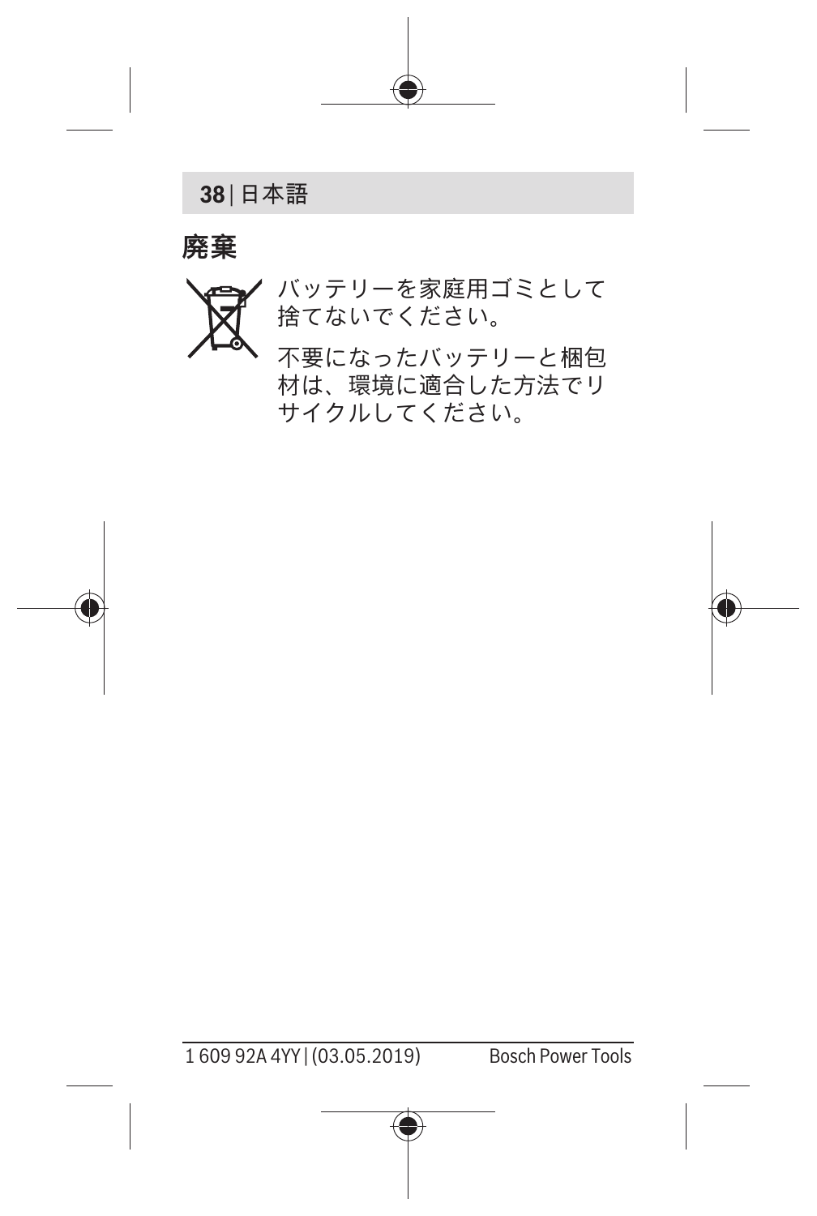## 廃棄

バッテリーを家庭用ゴミとして捨てないでください。

不要になったバッテリーと梱包材は、環境に適合した方法でリサイクルしてください。